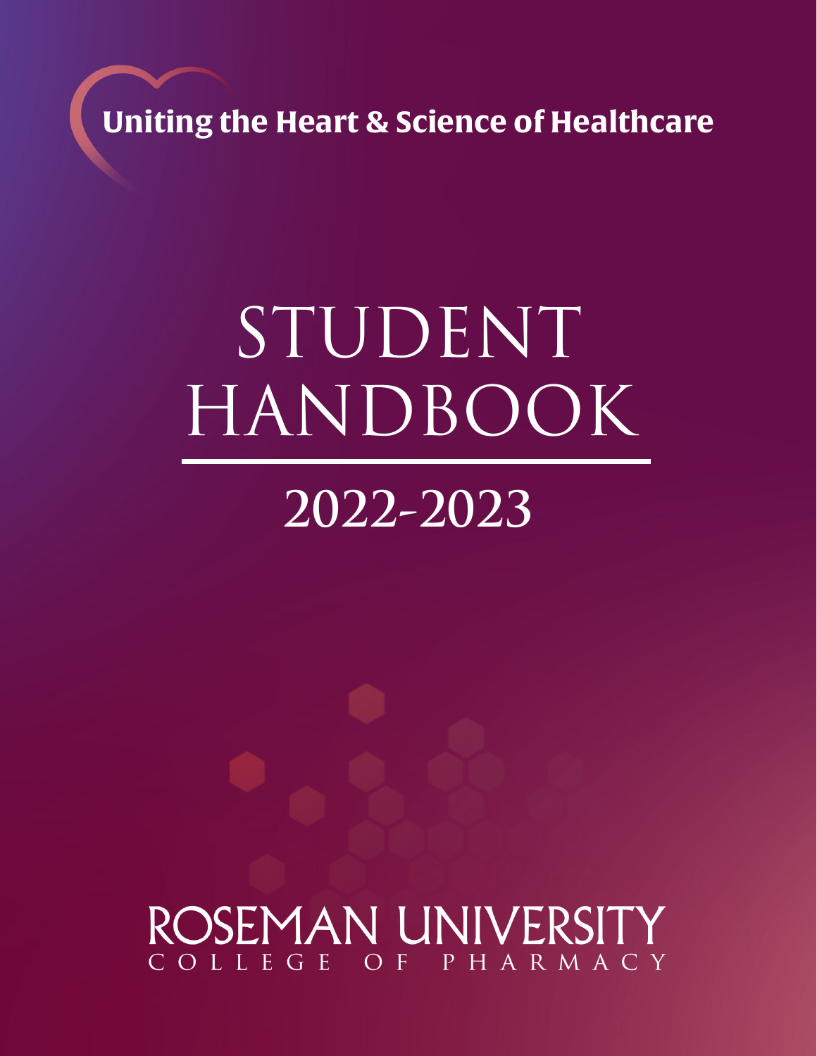Uniting the Heart & Science of Healthcare

# STUDENT HANDBOOK

## 2022-2023

ROSEMAN UNIVERSITY

COLLEGE OF PHARMACY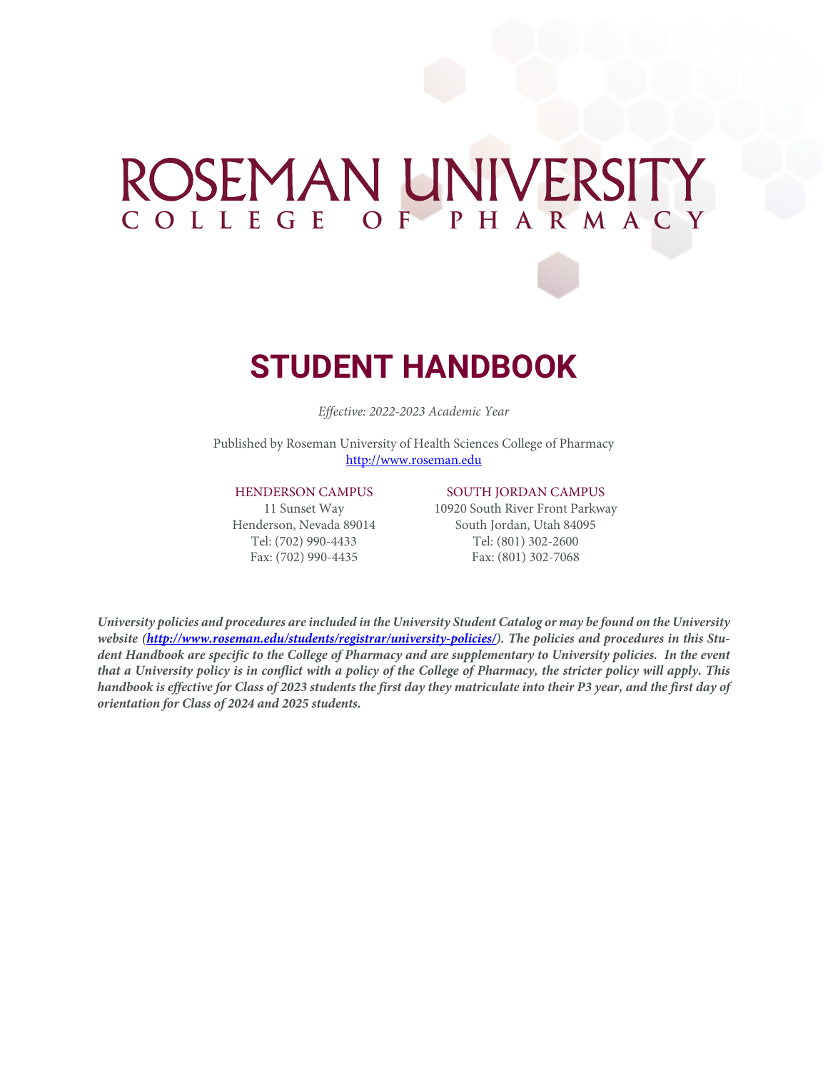# ROSEMAN UNIVERSITY

## COLLEGE OF PHARMACY

# STUDENT HANDBOOK

*Effective: 2022-2023 Academic Year*

Published by Roseman University of Health Sciences College of Pharmacy
http://www.roseman.edu

HENDERSON CAMPUS
11 Sunset Way
Henderson, Nevada 89014
Tel: (702) 990-4433
Fax: (702) 990-4435

SOUTH JORDAN CAMPUS
10920 South River Front Parkway
South Jordan, Utah 84095
Tel: (801) 302-2600
Fax: (801) 302-7068

***University policies and procedures are included in the University Student Catalog or may be found on the University website (http://www.roseman.edu/students/registrar/university-policies/). The policies and procedures in this Student Handbook are specific to the College of Pharmacy and are supplementary to University policies. In the event that a University policy is in conflict with a policy of the College of Pharmacy, the stricter policy will apply. This handbook is effective for Class of 2023 students the first day they matriculate into their P3 year, and the first day of orientation for Class of 2024 and 2025 students.***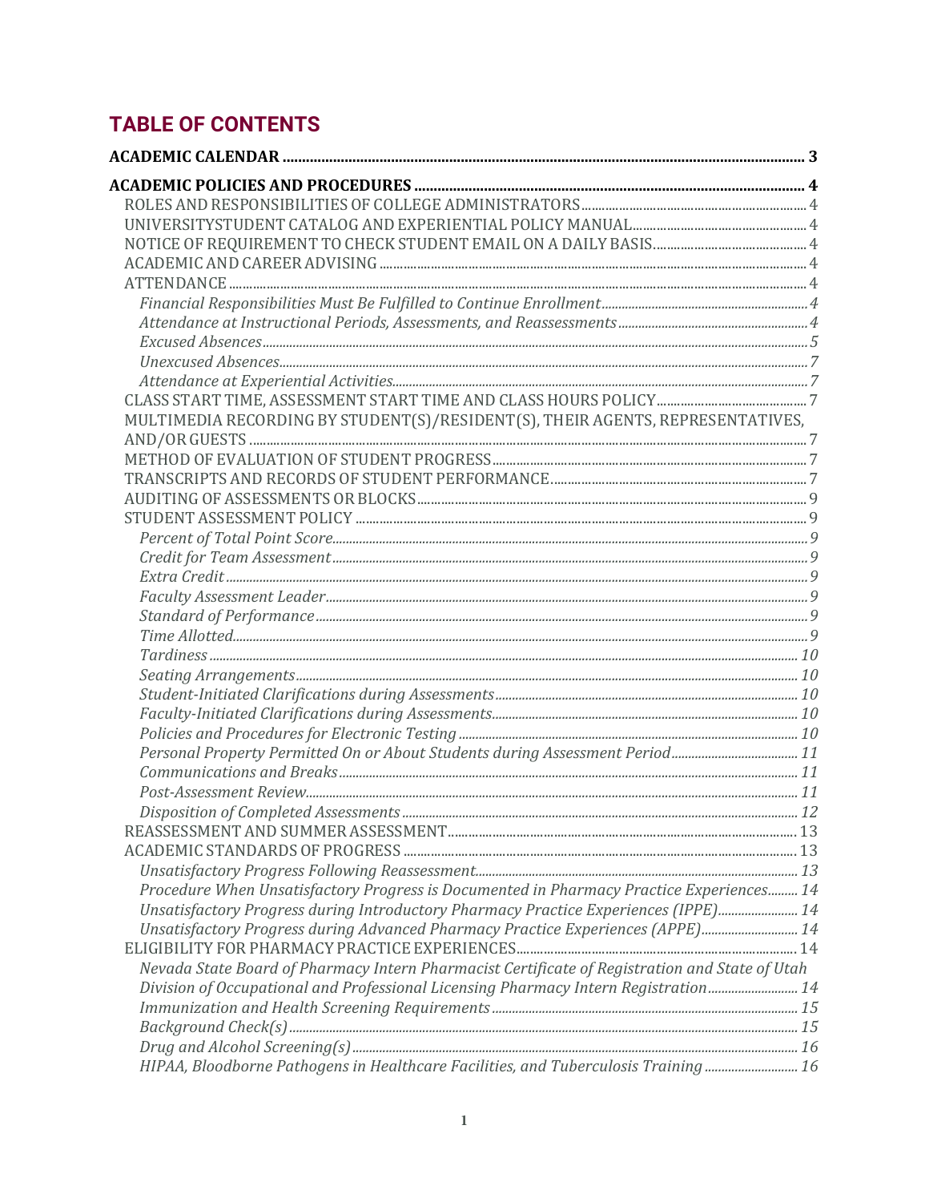# TABLE OF CONTENTS

**ACADEMIC CALENDAR** ........ **3**

**ACADEMIC POLICIES AND PROCEDURES** ........ **4**

- ROLES AND RESPONSIBILITIES OF COLLEGE ADMINISTRATORS ........ 4
- UNIVERSITYSTUDENT CATALOG AND EXPERIENTIAL POLICY MANUAL ........ 4
- NOTICE OF REQUIREMENT TO CHECK STUDENT EMAIL ON A DAILY BASIS ........ 4
- ACADEMIC AND CAREER ADVISING ........ 4
- ATTENDANCE ........ 4
  - *Financial Responsibilities Must Be Fulfilled to Continue Enrollment* ........ 4
  - *Attendance at Instructional Periods, Assessments, and Reassessments* ........ 4
  - *Excused Absences* ........ 5
  - *Unexcused Absences* ........ 7
  - *Attendance at Experiential Activities* ........ 7
- CLASS START TIME, ASSESSMENT START TIME AND CLASS HOURS POLICY ........ 7
- MULTIMEDIA RECORDING BY STUDENT(S)/RESIDENT(S), THEIR AGENTS, REPRESENTATIVES, AND/OR GUESTS ........ 7
- METHOD OF EVALUATION OF STUDENT PROGRESS ........ 7
- TRANSCRIPTS AND RECORDS OF STUDENT PERFORMANCE ........ 7
- AUDITING OF ASSESSMENTS OR BLOCKS ........ 9
- STUDENT ASSESSMENT POLICY ........ 9
  - *Percent of Total Point Score* ........ 9
  - *Credit for Team Assessment* ........ 9
  - *Extra Credit* ........ 9
  - *Faculty Assessment Leader* ........ 9
  - *Standard of Performance* ........ 9
  - *Time Allotted* ........ 9
  - *Tardiness* ........ 10
  - *Seating Arrangements* ........ 10
  - *Student-Initiated Clarifications during Assessments* ........ 10
  - *Faculty-Initiated Clarifications during Assessments* ........ 10
  - *Policies and Procedures for Electronic Testing* ........ 10
  - *Personal Property Permitted On or About Students during Assessment Period* ........ 11
  - *Communications and Breaks* ........ 11
  - *Post-Assessment Review* ........ 11
  - *Disposition of Completed Assessments* ........ 12
- REASSESSMENT AND SUMMER ASSESSMENT ........ 13
- ACADEMIC STANDARDS OF PROGRESS ........ 13
  - *Unsatisfactory Progress Following Reassessment* ........ 13
  - *Procedure When Unsatisfactory Progress is Documented in Pharmacy Practice Experiences* ........ 14
  - *Unsatisfactory Progress during Introductory Pharmacy Practice Experiences (IPPE)* ........ 14
  - *Unsatisfactory Progress during Advanced Pharmacy Practice Experiences (APPE)* ........ 14
- ELIGIBILITY FOR PHARMACY PRACTICE EXPERIENCES ........ 14
  - *Nevada State Board of Pharmacy Intern Pharmacist Certificate of Registration and State of Utah Division of Occupational and Professional Licensing Pharmacy Intern Registration* ........ 14
  - *Immunization and Health Screening Requirements* ........ 15
  - *Background Check(s)* ........ 15
  - *Drug and Alcohol Screening(s)* ........ 16
  - *HIPAA, Bloodborne Pathogens in Healthcare Facilities, and Tuberculosis Training* ........ 16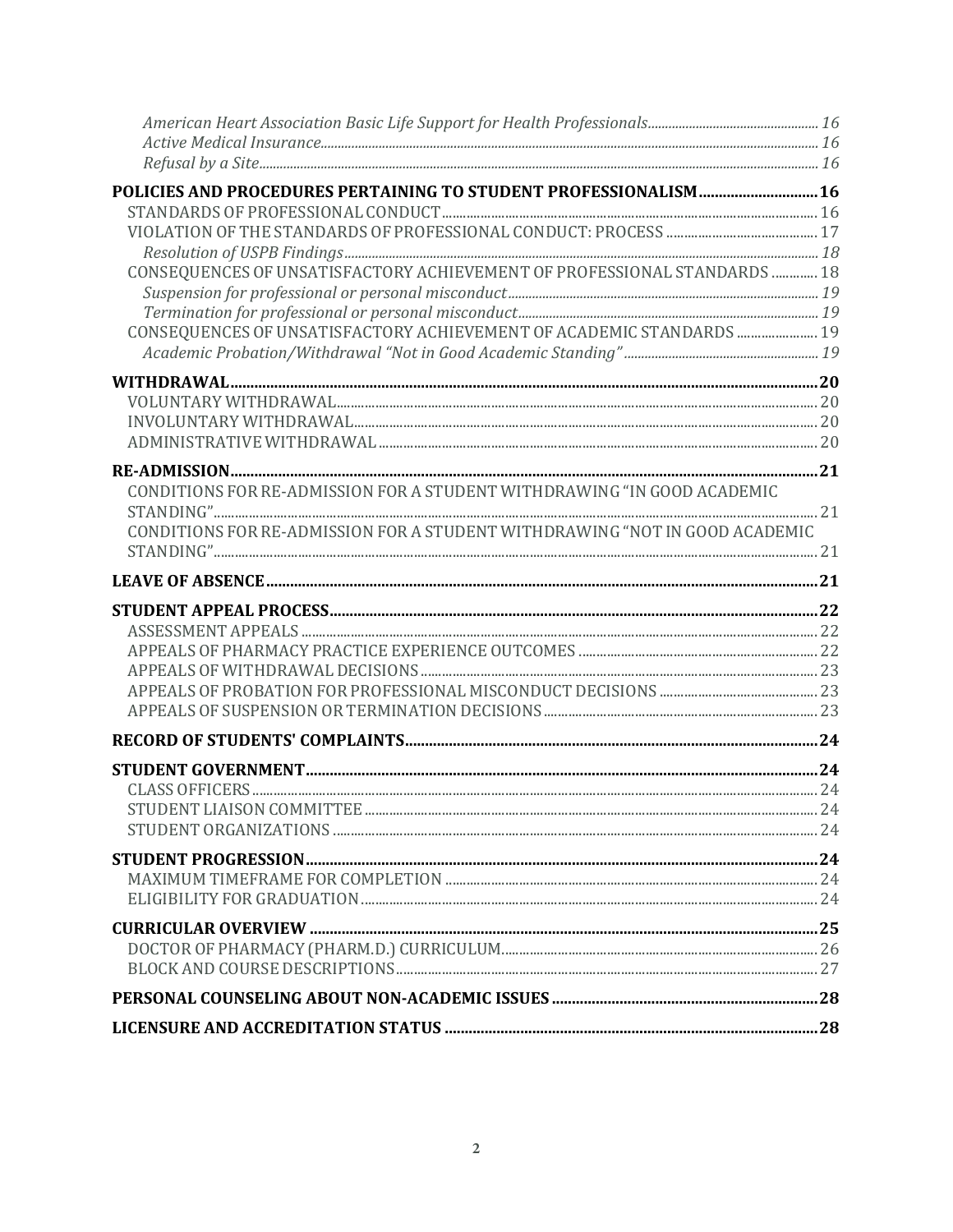*American Heart Association Basic Life Support for Health Professionals* ... 16
*Active Medical Insurance* ... 16
*Refusal by a Site* ... 16

**POLICIES AND PROCEDURES PERTAINING TO STUDENT PROFESSIONALISM** ... **16**
STANDARDS OF PROFESSIONAL CONDUCT ... 16
VIOLATION OF THE STANDARDS OF PROFESSIONAL CONDUCT: PROCESS ... 17
*Resolution of USPB Findings* ... 18
CONSEQUENCES OF UNSATISFACTORY ACHIEVEMENT OF PROFESSIONAL STANDARDS ... 18
*Suspension for professional or personal misconduct* ... 19
*Termination for professional or personal misconduct* ... 19
CONSEQUENCES OF UNSATISFACTORY ACHIEVEMENT OF ACADEMIC STANDARDS ... 19
*Academic Probation/Withdrawal "Not in Good Academic Standing"* ... 19

**WITHDRAWAL** ... **20**
VOLUNTARY WITHDRAWAL ... 20
INVOLUNTARY WITHDRAWAL ... 20
ADMINISTRATIVE WITHDRAWAL ... 20

**RE-ADMISSION** ... **21**
CONDITIONS FOR RE-ADMISSION FOR A STUDENT WITHDRAWING "IN GOOD ACADEMIC STANDING" ... 21
CONDITIONS FOR RE-ADMISSION FOR A STUDENT WITHDRAWING "NOT IN GOOD ACADEMIC STANDING" ... 21

**LEAVE OF ABSENCE** ... **21**

**STUDENT APPEAL PROCESS** ... **22**
ASSESSMENT APPEALS ... 22
APPEALS OF PHARMACY PRACTICE EXPERIENCE OUTCOMES ... 22
APPEALS OF WITHDRAWAL DECISIONS ... 23
APPEALS OF PROBATION FOR PROFESSIONAL MISCONDUCT DECISIONS ... 23
APPEALS OF SUSPENSION OR TERMINATION DECISIONS ... 23

**RECORD OF STUDENTS' COMPLAINTS** ... **24**

**STUDENT GOVERNMENT** ... **24**
CLASS OFFICERS ... 24
STUDENT LIAISON COMMITTEE ... 24
STUDENT ORGANIZATIONS ... 24

**STUDENT PROGRESSION** ... **24**
MAXIMUM TIMEFRAME FOR COMPLETION ... 24
ELIGIBILITY FOR GRADUATION ... 24

**CURRICULAR OVERVIEW** ... **25**
DOCTOR OF PHARMACY (PHARM.D.) CURRICULUM ... 26
BLOCK AND COURSE DESCRIPTIONS ... 27

**PERSONAL COUNSELING ABOUT NON-ACADEMIC ISSUES** ... **28**

**LICENSURE AND ACCREDITATION STATUS** ... **28**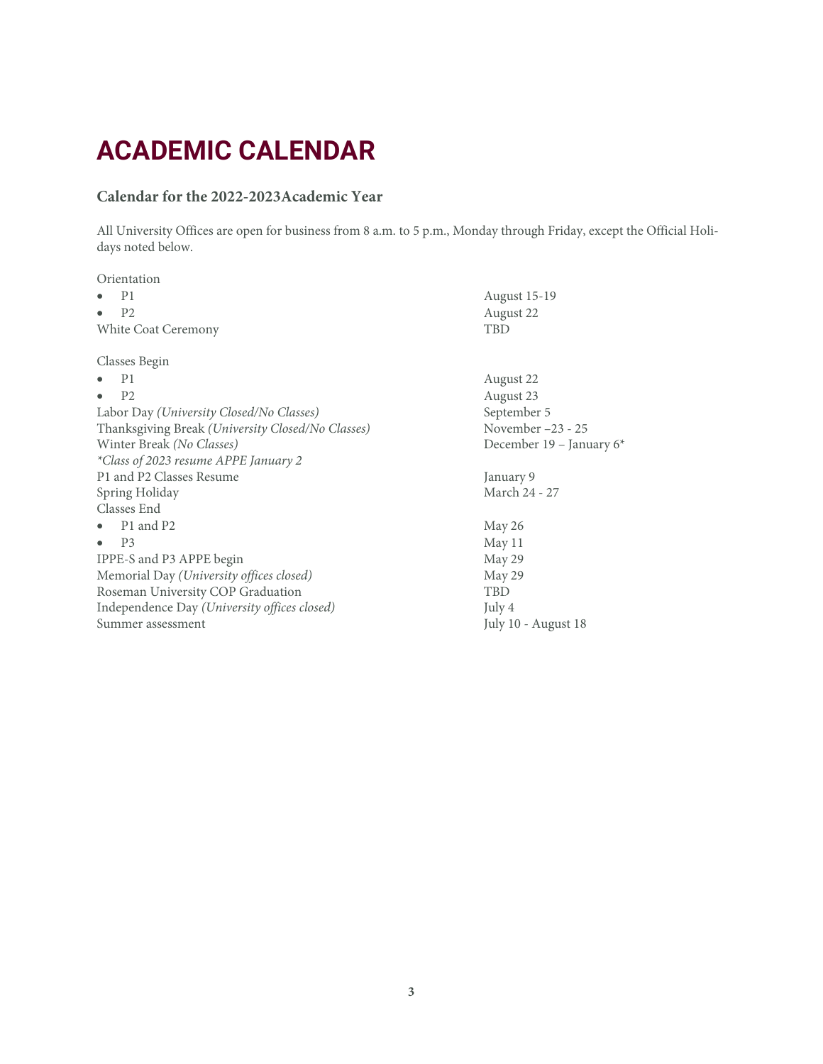# ACADEMIC CALENDAR

### Calendar for the 2022-2023Academic Year

All University Offices are open for business from 8 a.m. to 5 p.m., Monday through Friday, except the Official Holidays noted below.

| | |
|---|---|
| Orientation | |
| • P1 | August 15-19 |
| • P2 | August 22 |
| White Coat Ceremony | TBD |
| | |
| Classes Begin | |
| • P1 | August 22 |
| • P2 | August 23 |
| Labor Day *(University Closed/No Classes)* | September 5 |
| Thanksgiving Break *(University Closed/No Classes)* | November –23 - 25 |
| Winter Break *(No Classes)* | December 19 – January 6* |
| **Class of 2023 resume APPE January 2* | |
| P1 and P2 Classes Resume | January 9 |
| Spring Holiday | March 24 - 27 |
| Classes End | |
| • P1 and P2 | May 26 |
| • P3 | May 11 |
| IPPE-S and P3 APPE begin | May 29 |
| Memorial Day *(University offices closed)* | May 29 |
| Roseman University COP Graduation | TBD |
| Independence Day *(University offices closed)* | July 4 |
| Summer assessment | July 10 - August 18 |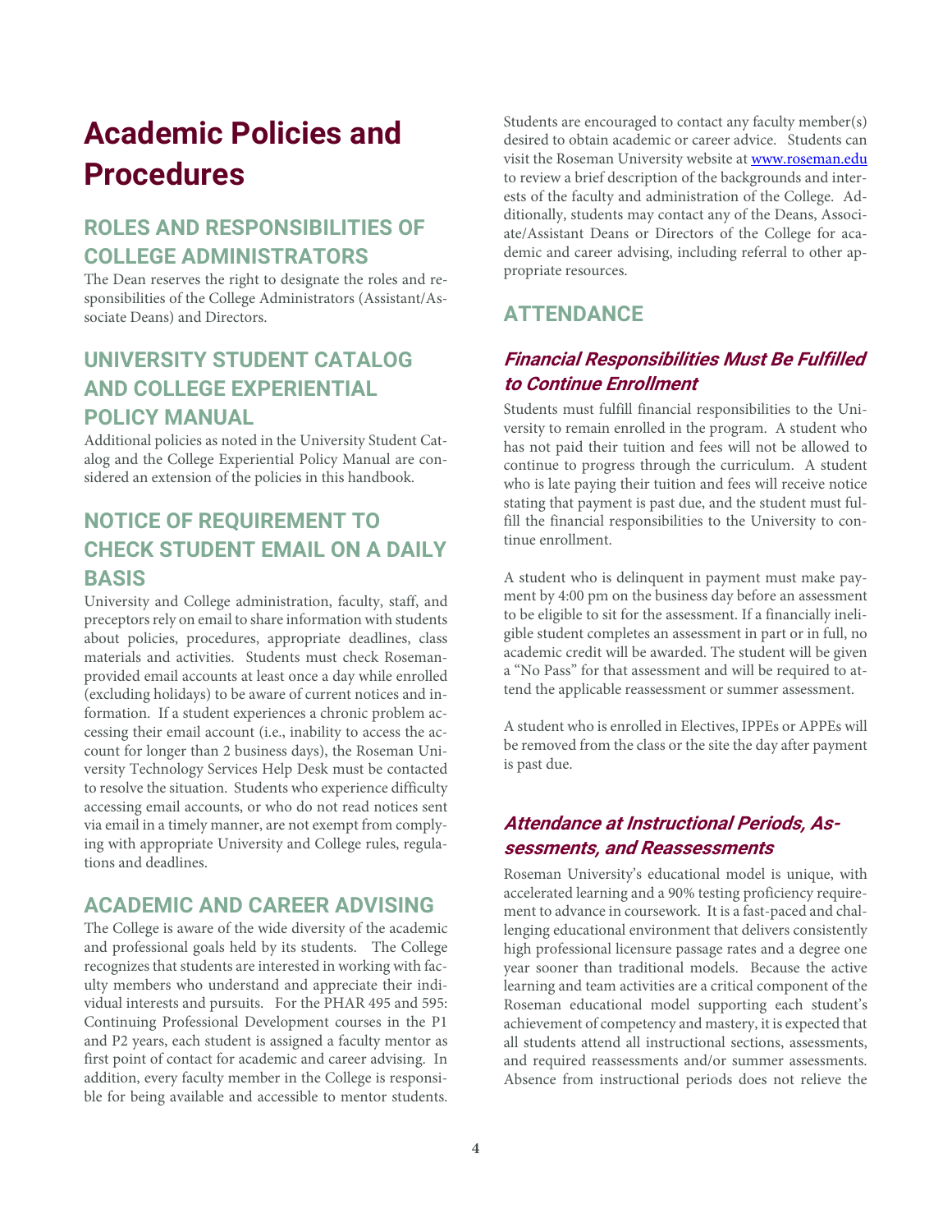# Academic Policies and Procedures

## ROLES AND RESPONSIBILITIES OF COLLEGE ADMINISTRATORS

The Dean reserves the right to designate the roles and responsibilities of the College Administrators (Assistant/Associate Deans) and Directors.

## UNIVERSITY STUDENT CATALOG AND COLLEGE EXPERIENTIAL POLICY MANUAL

Additional policies as noted in the University Student Catalog and the College Experiential Policy Manual are considered an extension of the policies in this handbook.

## NOTICE OF REQUIREMENT TO CHECK STUDENT EMAIL ON A DAILY BASIS

University and College administration, faculty, staff, and preceptors rely on email to share information with students about policies, procedures, appropriate deadlines, class materials and activities. Students must check Roseman-provided email accounts at least once a day while enrolled (excluding holidays) to be aware of current notices and information. If a student experiences a chronic problem accessing their email account (i.e., inability to access the account for longer than 2 business days), the Roseman University Technology Services Help Desk must be contacted to resolve the situation. Students who experience difficulty accessing email accounts, or who do not read notices sent via email in a timely manner, are not exempt from complying with appropriate University and College rules, regulations and deadlines.

## ACADEMIC AND CAREER ADVISING

The College is aware of the wide diversity of the academic and professional goals held by its students. The College recognizes that students are interested in working with faculty members who understand and appreciate their individual interests and pursuits. For the PHAR 495 and 595: Continuing Professional Development courses in the P1 and P2 years, each student is assigned a faculty mentor as first point of contact for academic and career advising. In addition, every faculty member in the College is responsible for being available and accessible to mentor students. Students are encouraged to contact any faculty member(s) desired to obtain academic or career advice. Students can visit the Roseman University website at [www.roseman.edu](http://www.roseman.edu) to review a brief description of the backgrounds and interests of the faculty and administration of the College. Additionally, students may contact any of the Deans, Associate/Assistant Deans or Directors of the College for academic and career advising, including referral to other appropriate resources.

## ATTENDANCE

### *Financial Responsibilities Must Be Fulfilled to Continue Enrollment*

Students must fulfill financial responsibilities to the University to remain enrolled in the program. A student who has not paid their tuition and fees will not be allowed to continue to progress through the curriculum. A student who is late paying their tuition and fees will receive notice stating that payment is past due, and the student must fulfill the financial responsibilities to the University to continue enrollment.

A student who is delinquent in payment must make payment by 4:00 pm on the business day before an assessment to be eligible to sit for the assessment. If a financially ineligible student completes an assessment in part or in full, no academic credit will be awarded. The student will be given a "No Pass" for that assessment and will be required to attend the applicable reassessment or summer assessment.

A student who is enrolled in Electives, IPPEs or APPEs will be removed from the class or the site the day after payment is past due.

### *Attendance at Instructional Periods, Assessments, and Reassessments*

Roseman University's educational model is unique, with accelerated learning and a 90% testing proficiency requirement to advance in coursework. It is a fast-paced and challenging educational environment that delivers consistently high professional licensure passage rates and a degree one year sooner than traditional models. Because the active learning and team activities are a critical component of the Roseman educational model supporting each student's achievement of competency and mastery, it is expected that all students attend all instructional sections, assessments, and required reassessments and/or summer assessments. Absence from instructional periods does not relieve the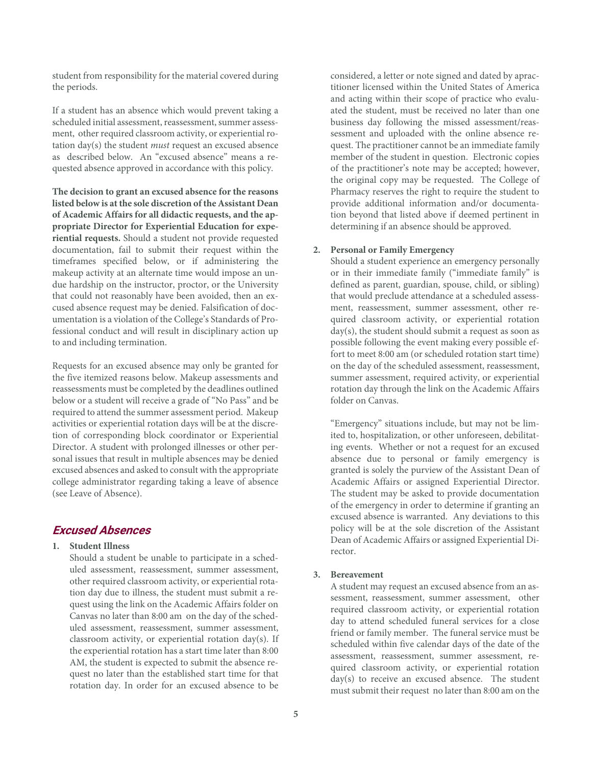student from responsibility for the material covered during the periods.

If a student has an absence which would prevent taking a scheduled initial assessment, reassessment, summer assessment, other required classroom activity, or experiential rotation day(s) the student *must* request an excused absence as described below. An "excused absence" means a requested absence approved in accordance with this policy.

**The decision to grant an excused absence for the reasons listed below is at the sole discretion of the Assistant Dean of Academic Affairs for all didactic requests, and the appropriate Director for Experiential Education for experiential requests.** Should a student not provide requested documentation, fail to submit their request within the timeframes specified below, or if administering the makeup activity at an alternate time would impose an undue hardship on the instructor, proctor, or the University that could not reasonably have been avoided, then an excused absence request may be denied. Falsification of documentation is a violation of the College's Standards of Professional conduct and will result in disciplinary action up to and including termination.

Requests for an excused absence may only be granted for the five itemized reasons below. Makeup assessments and reassessments must be completed by the deadlines outlined below or a student will receive a grade of "No Pass" and be required to attend the summer assessment period. Makeup activities or experiential rotation days will be at the discretion of corresponding block coordinator or Experiential Director. A student with prolonged illnesses or other personal issues that result in multiple absences may be denied excused absences and asked to consult with the appropriate college administrator regarding taking a leave of absence (see Leave of Absence).

## *Excused Absences*

1. **Student Illness**
   Should a student be unable to participate in a scheduled assessment, reassessment, summer assessment, other required classroom activity, or experiential rotation day due to illness, the student must submit a request using the link on the Academic Affairs folder on Canvas no later than 8:00 am on the day of the scheduled assessment, reassessment, summer assessment, classroom activity, or experiential rotation day(s). If the experiential rotation has a start time later than 8:00 AM, the student is expected to submit the absence request no later than the established start time for that rotation day. In order for an excused absence to be considered, a letter or note signed and dated by apractitioner licensed within the United States of America and acting within their scope of practice who evaluated the student, must be received no later than one business day following the missed assessment/reassessment and uploaded with the online absence request. The practitioner cannot be an immediate family member of the student in question. Electronic copies of the practitioner's note may be accepted; however, the original copy may be requested. The College of Pharmacy reserves the right to require the student to provide additional information and/or documentation beyond that listed above if deemed pertinent in determining if an absence should be approved.

2. **Personal or Family Emergency**
   Should a student experience an emergency personally or in their immediate family ("immediate family" is defined as parent, guardian, spouse, child, or sibling) that would preclude attendance at a scheduled assessment, reassessment, summer assessment, other required classroom activity, or experiential rotation day(s), the student should submit a request as soon as possible following the event making every possible effort to meet 8:00 am (or scheduled rotation start time) on the day of the scheduled assessment, reassessment, summer assessment, required activity, or experiential rotation day through the link on the Academic Affairs folder on Canvas.

   "Emergency" situations include, but may not be limited to, hospitalization, or other unforeseen, debilitating events. Whether or not a request for an excused absence due to personal or family emergency is granted is solely the purview of the Assistant Dean of Academic Affairs or assigned Experiential Director. The student may be asked to provide documentation of the emergency in order to determine if granting an excused absence is warranted. Any deviations to this policy will be at the sole discretion of the Assistant Dean of Academic Affairs or assigned Experiential Director.

3. **Bereavement**
   A student may request an excused absence from an assessment, reassessment, summer assessment, other required classroom activity, or experiential rotation day to attend scheduled funeral services for a close friend or family member. The funeral service must be scheduled within five calendar days of the date of the assessment, reassessment, summer assessment, required classroom activity, or experiential rotation day(s) to receive an excused absence. The student must submit their request no later than 8:00 am on the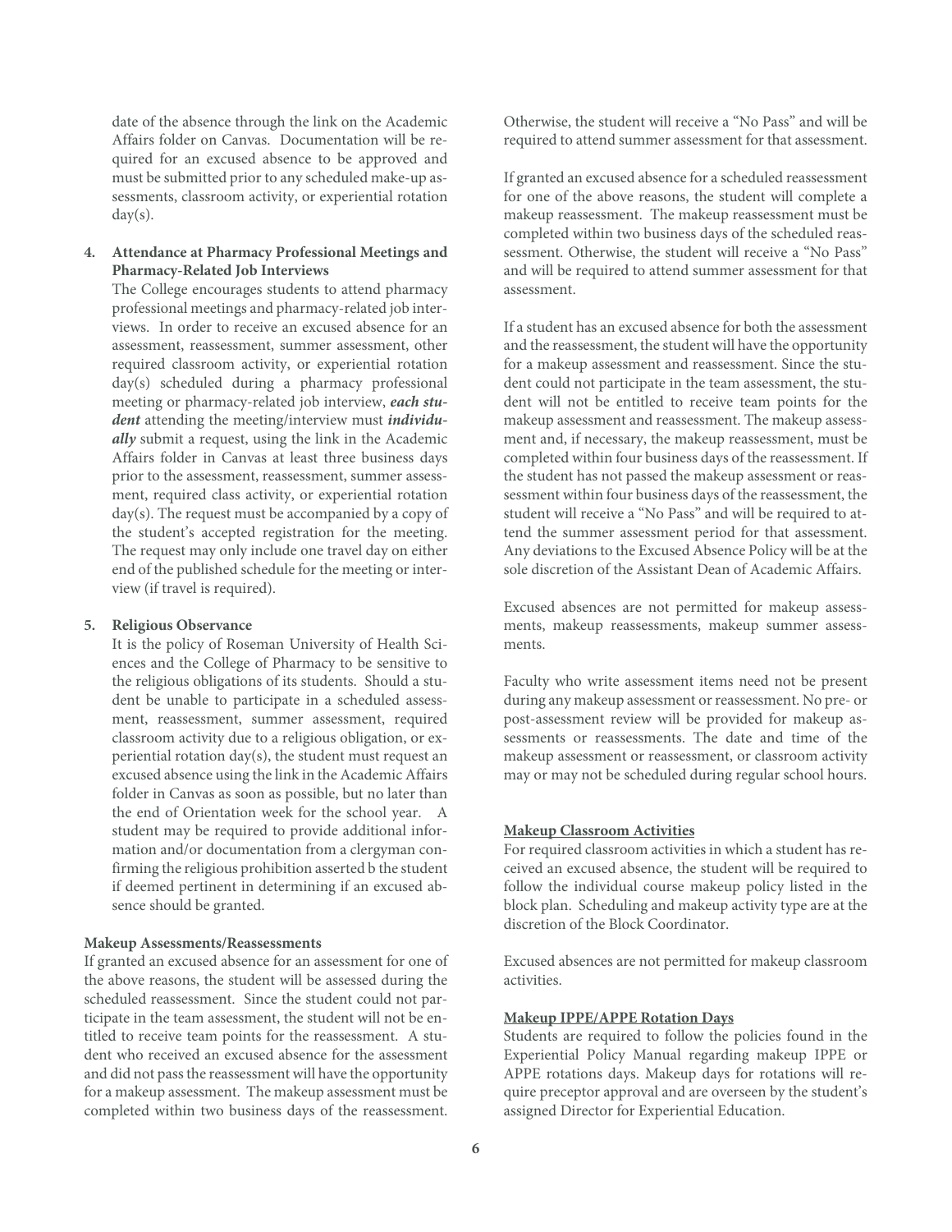date of the absence through the link on the Academic Affairs folder on Canvas. Documentation will be required for an excused absence to be approved and must be submitted prior to any scheduled make-up assessments, classroom activity, or experiential rotation day(s).

4. **Attendance at Pharmacy Professional Meetings and Pharmacy-Related Job Interviews**

   The College encourages students to attend pharmacy professional meetings and pharmacy-related job interviews. In order to receive an excused absence for an assessment, reassessment, summer assessment, other required classroom activity, or experiential rotation day(s) scheduled during a pharmacy professional meeting or pharmacy-related job interview, ***each student*** attending the meeting/interview must ***individually*** submit a request, using the link in the Academic Affairs folder in Canvas at least three business days prior to the assessment, reassessment, summer assessment, required class activity, or experiential rotation day(s). The request must be accompanied by a copy of the student's accepted registration for the meeting. The request may only include one travel day on either end of the published schedule for the meeting or interview (if travel is required).

5. **Religious Observance**

   It is the policy of Roseman University of Health Sciences and the College of Pharmacy to be sensitive to the religious obligations of its students. Should a student be unable to participate in a scheduled assessment, reassessment, summer assessment, required classroom activity due to a religious obligation, or experiential rotation day(s), the student must request an excused absence using the link in the Academic Affairs folder in Canvas as soon as possible, but no later than the end of Orientation week for the school year. A student may be required to provide additional information and/or documentation from a clergyman confirming the religious prohibition asserted b the student if deemed pertinent in determining if an excused absence should be granted.

**Makeup Assessments/Reassessments**

If granted an excused absence for an assessment for one of the above reasons, the student will be assessed during the scheduled reassessment. Since the student could not participate in the team assessment, the student will not be entitled to receive team points for the reassessment. A student who received an excused absence for the assessment and did not pass the reassessment will have the opportunity for a makeup assessment. The makeup assessment must be completed within two business days of the reassessment. Otherwise, the student will receive a "No Pass" and will be required to attend summer assessment for that assessment.

If granted an excused absence for a scheduled reassessment for one of the above reasons, the student will complete a makeup reassessment. The makeup reassessment must be completed within two business days of the scheduled reassessment. Otherwise, the student will receive a "No Pass" and will be required to attend summer assessment for that assessment.

If a student has an excused absence for both the assessment and the reassessment, the student will have the opportunity for a makeup assessment and reassessment. Since the student could not participate in the team assessment, the student will not be entitled to receive team points for the makeup assessment and reassessment. The makeup assessment and, if necessary, the makeup reassessment, must be completed within four business days of the reassessment. If the student has not passed the makeup assessment or reassessment within four business days of the reassessment, the student will receive a "No Pass" and will be required to attend the summer assessment period for that assessment. Any deviations to the Excused Absence Policy will be at the sole discretion of the Assistant Dean of Academic Affairs.

Excused absences are not permitted for makeup assessments, makeup reassessments, makeup summer assessments.

Faculty who write assessment items need not be present during any makeup assessment or reassessment. No pre- or post-assessment review will be provided for makeup assessments or reassessments. The date and time of the makeup assessment or reassessment, or classroom activity may or may not be scheduled during regular school hours.

**Makeup Classroom Activities**

For required classroom activities in which a student has received an excused absence, the student will be required to follow the individual course makeup policy listed in the block plan. Scheduling and makeup activity type are at the discretion of the Block Coordinator.

Excused absences are not permitted for makeup classroom activities.

**Makeup IPPE/APPE Rotation Days**

Students are required to follow the policies found in the Experiential Policy Manual regarding makeup IPPE or APPE rotations days. Makeup days for rotations will require preceptor approval and are overseen by the student's assigned Director for Experiential Education.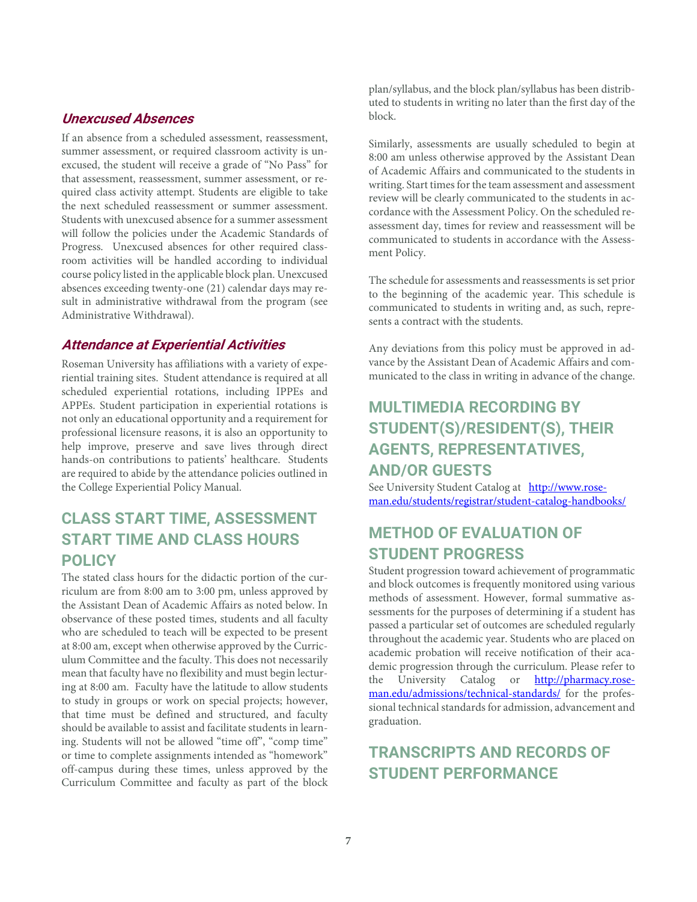### *Unexcused Absences*

If an absence from a scheduled assessment, reassessment, summer assessment, or required classroom activity is unexcused, the student will receive a grade of "No Pass" for that assessment, reassessment, summer assessment, or required class activity attempt. Students are eligible to take the next scheduled reassessment or summer assessment. Students with unexcused absence for a summer assessment will follow the policies under the Academic Standards of Progress. Unexcused absences for other required classroom activities will be handled according to individual course policy listed in the applicable block plan. Unexcused absences exceeding twenty-one (21) calendar days may result in administrative withdrawal from the program (see Administrative Withdrawal).

### *Attendance at Experiential Activities*

Roseman University has affiliations with a variety of experiential training sites. Student attendance is required at all scheduled experiential rotations, including IPPEs and APPEs. Student participation in experiential rotations is not only an educational opportunity and a requirement for professional licensure reasons, it is also an opportunity to help improve, preserve and save lives through direct hands-on contributions to patients' healthcare. Students are required to abide by the attendance policies outlined in the College Experiential Policy Manual.

## CLASS START TIME, ASSESSMENT START TIME AND CLASS HOURS POLICY

The stated class hours for the didactic portion of the curriculum are from 8:00 am to 3:00 pm, unless approved by the Assistant Dean of Academic Affairs as noted below. In observance of these posted times, students and all faculty who are scheduled to teach will be expected to be present at 8:00 am, except when otherwise approved by the Curriculum Committee and the faculty. This does not necessarily mean that faculty have no flexibility and must begin lecturing at 8:00 am. Faculty have the latitude to allow students to study in groups or work on special projects; however, that time must be defined and structured, and faculty should be available to assist and facilitate students in learning. Students will not be allowed "time off", "comp time" or time to complete assignments intended as "homework" off-campus during these times, unless approved by the Curriculum Committee and faculty as part of the block plan/syllabus, and the block plan/syllabus has been distributed to students in writing no later than the first day of the block.

Similarly, assessments are usually scheduled to begin at 8:00 am unless otherwise approved by the Assistant Dean of Academic Affairs and communicated to the students in writing. Start times for the team assessment and assessment review will be clearly communicated to the students in accordance with the Assessment Policy. On the scheduled reassessment day, times for review and reassessment will be communicated to students in accordance with the Assessment Policy.

The schedule for assessments and reassessments is set prior to the beginning of the academic year. This schedule is communicated to students in writing and, as such, represents a contract with the students.

Any deviations from this policy must be approved in advance by the Assistant Dean of Academic Affairs and communicated to the class in writing in advance of the change.

## MULTIMEDIA RECORDING BY STUDENT(S)/RESIDENT(S), THEIR AGENTS, REPRESENTATIVES, AND/OR GUESTS

See University Student Catalog at [http://www.roseman.edu/students/registrar/student-catalog-handbooks/](http://www.roseman.edu/students/registrar/student-catalog-handbooks/)

## METHOD OF EVALUATION OF STUDENT PROGRESS

Student progression toward achievement of programmatic and block outcomes is frequently monitored using various methods of assessment. However, formal summative assessments for the purposes of determining if a student has passed a particular set of outcomes are scheduled regularly throughout the academic year. Students who are placed on academic probation will receive notification of their academic progression through the curriculum. Please refer to the University Catalog or [http://pharmacy.roseman.edu/admissions/technical-standards/](http://pharmacy.roseman.edu/admissions/technical-standards/) for the professional technical standards for admission, advancement and graduation.

## TRANSCRIPTS AND RECORDS OF STUDENT PERFORMANCE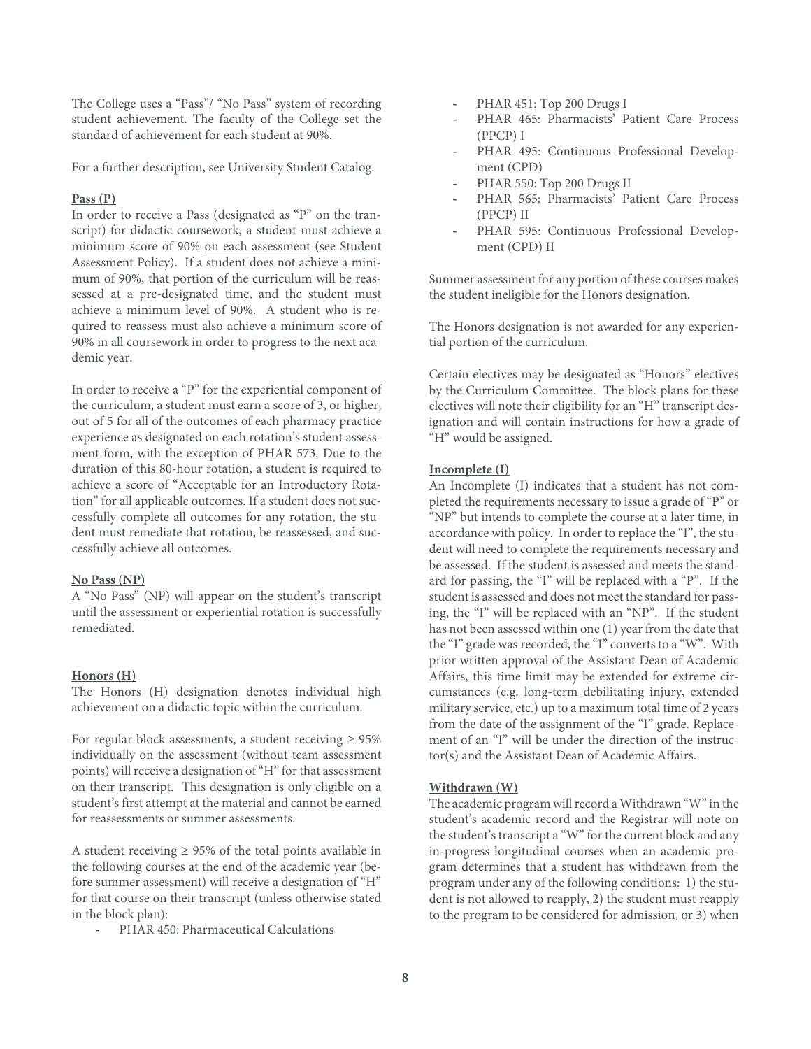The College uses a "Pass"/ "No Pass" system of recording student achievement. The faculty of the College set the standard of achievement for each student at 90%.

For a further description, see University Student Catalog.

**Pass (P)**

In order to receive a Pass (designated as "P" on the transcript) for didactic coursework, a student must achieve a minimum score of 90% on each assessment (see Student Assessment Policy). If a student does not achieve a minimum of 90%, that portion of the curriculum will be reassessed at a pre-designated time, and the student must achieve a minimum level of 90%. A student who is required to reassess must also achieve a minimum score of 90% in all coursework in order to progress to the next academic year.

In order to receive a "P" for the experiential component of the curriculum, a student must earn a score of 3, or higher, out of 5 for all of the outcomes of each pharmacy practice experience as designated on each rotation's student assessment form, with the exception of PHAR 573. Due to the duration of this 80-hour rotation, a student is required to achieve a score of "Acceptable for an Introductory Rotation" for all applicable outcomes. If a student does not successfully complete all outcomes for any rotation, the student must remediate that rotation, be reassessed, and successfully achieve all outcomes.

**No Pass (NP)**

A "No Pass" (NP) will appear on the student's transcript until the assessment or experiential rotation is successfully remediated.

**Honors (H)**

The Honors (H) designation denotes individual high achievement on a didactic topic within the curriculum.

For regular block assessments, a student receiving ≥ 95% individually on the assessment (without team assessment points) will receive a designation of "H" for that assessment on their transcript. This designation is only eligible on a student's first attempt at the material and cannot be earned for reassessments or summer assessments.

A student receiving ≥ 95% of the total points available in the following courses at the end of the academic year (before summer assessment) will receive a designation of "H" for that course on their transcript (unless otherwise stated in the block plan):

- PHAR 450: Pharmaceutical Calculations
- PHAR 451: Top 200 Drugs I
- PHAR 465: Pharmacists' Patient Care Process (PPCP) I
- PHAR 495: Continuous Professional Development (CPD)
- PHAR 550: Top 200 Drugs II
- PHAR 565: Pharmacists' Patient Care Process (PPCP) II
- PHAR 595: Continuous Professional Development (CPD) II

Summer assessment for any portion of these courses makes the student ineligible for the Honors designation.

The Honors designation is not awarded for any experiential portion of the curriculum.

Certain electives may be designated as "Honors" electives by the Curriculum Committee. The block plans for these electives will note their eligibility for an "H" transcript designation and will contain instructions for how a grade of "H" would be assigned.

**Incomplete (I)**

An Incomplete (I) indicates that a student has not completed the requirements necessary to issue a grade of "P" or "NP" but intends to complete the course at a later time, in accordance with policy. In order to replace the "I", the student will need to complete the requirements necessary and be assessed. If the student is assessed and meets the standard for passing, the "I" will be replaced with a "P". If the student is assessed and does not meet the standard for passing, the "I" will be replaced with an "NP". If the student has not been assessed within one (1) year from the date that the "I" grade was recorded, the "I" converts to a "W". With prior written approval of the Assistant Dean of Academic Affairs, this time limit may be extended for extreme circumstances (e.g. long-term debilitating injury, extended military service, etc.) up to a maximum total time of 2 years from the date of the assignment of the "I" grade. Replacement of an "I" will be under the direction of the instructor(s) and the Assistant Dean of Academic Affairs.

**Withdrawn (W)**

The academic program will record a Withdrawn "W" in the student's academic record and the Registrar will note on the student's transcript a "W" for the current block and any in-progress longitudinal courses when an academic program determines that a student has withdrawn from the program under any of the following conditions: 1) the student is not allowed to reapply, 2) the student must reapply to the program to be considered for admission, or 3) when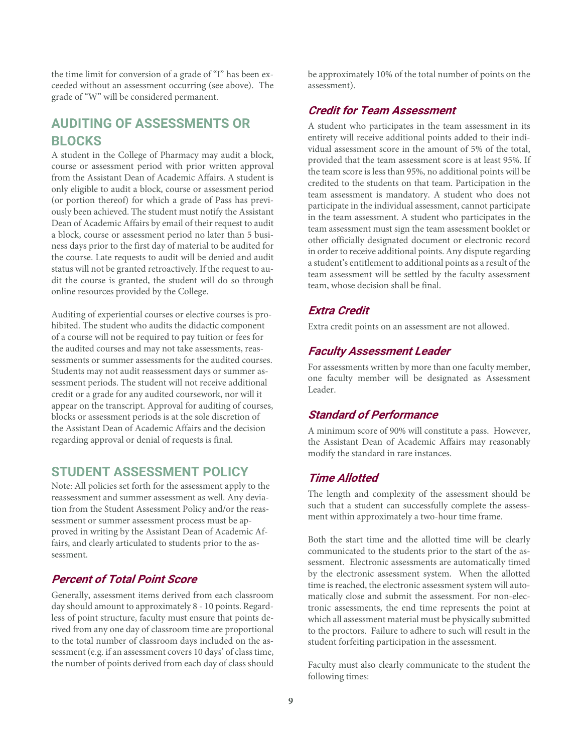the time limit for conversion of a grade of "I" has been exceeded without an assessment occurring (see above). The grade of "W" will be considered permanent.

## AUDITING OF ASSESSMENTS OR BLOCKS

A student in the College of Pharmacy may audit a block, course or assessment period with prior written approval from the Assistant Dean of Academic Affairs. A student is only eligible to audit a block, course or assessment period (or portion thereof) for which a grade of Pass has previously been achieved. The student must notify the Assistant Dean of Academic Affairs by email of their request to audit a block, course or assessment period no later than 5 business days prior to the first day of material to be audited for the course. Late requests to audit will be denied and audit status will not be granted retroactively. If the request to audit the course is granted, the student will do so through online resources provided by the College.

Auditing of experiential courses or elective courses is prohibited. The student who audits the didactic component of a course will not be required to pay tuition or fees for the audited courses and may not take assessments, reassessments or summer assessments for the audited courses. Students may not audit reassessment days or summer assessment periods. The student will not receive additional credit or a grade for any audited coursework, nor will it appear on the transcript. Approval for auditing of courses, blocks or assessment periods is at the sole discretion of the Assistant Dean of Academic Affairs and the decision regarding approval or denial of requests is final.

## STUDENT ASSESSMENT POLICY

Note: All policies set forth for the assessment apply to the reassessment and summer assessment as well. Any deviation from the Student Assessment Policy and/or the reassessment or summer assessment process must be approved in writing by the Assistant Dean of Academic Affairs, and clearly articulated to students prior to the assessment.

### *Percent of Total Point Score*

Generally, assessment items derived from each classroom day should amount to approximately 8 - 10 points. Regardless of point structure, faculty must ensure that points derived from any one day of classroom time are proportional to the total number of classroom days included on the assessment (e.g. if an assessment covers 10 days' of class time, the number of points derived from each day of class should be approximately 10% of the total number of points on the assessment).

### *Credit for Team Assessment*

A student who participates in the team assessment in its entirety will receive additional points added to their individual assessment score in the amount of 5% of the total, provided that the team assessment score is at least 95%. If the team score is less than 95%, no additional points will be credited to the students on that team. Participation in the team assessment is mandatory. A student who does not participate in the individual assessment, cannot participate in the team assessment. A student who participates in the team assessment must sign the team assessment booklet or other officially designated document or electronic record in order to receive additional points. Any dispute regarding a student's entitlement to additional points as a result of the team assessment will be settled by the faculty assessment team, whose decision shall be final.

### *Extra Credit*

Extra credit points on an assessment are not allowed.

### *Faculty Assessment Leader*

For assessments written by more than one faculty member, one faculty member will be designated as Assessment Leader.

### *Standard of Performance*

A minimum score of 90% will constitute a pass. However, the Assistant Dean of Academic Affairs may reasonably modify the standard in rare instances.

### *Time Allotted*

The length and complexity of the assessment should be such that a student can successfully complete the assessment within approximately a two-hour time frame.

Both the start time and the allotted time will be clearly communicated to the students prior to the start of the assessment. Electronic assessments are automatically timed by the electronic assessment system. When the allotted time is reached, the electronic assessment system will automatically close and submit the assessment. For non-electronic assessments, the end time represents the point at which all assessment material must be physically submitted to the proctors. Failure to adhere to such will result in the student forfeiting participation in the assessment.

Faculty must also clearly communicate to the student the following times: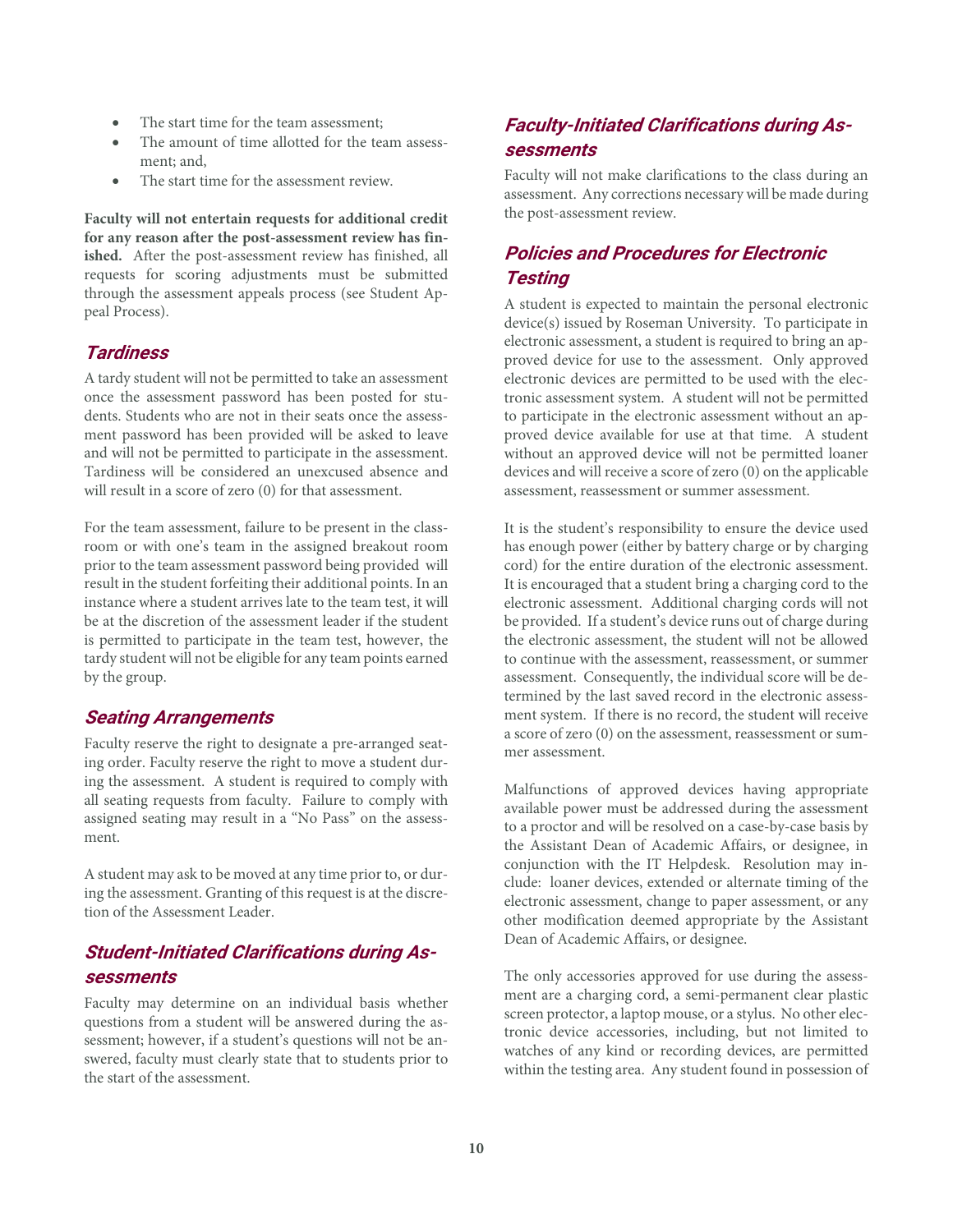- The start time for the team assessment;
- The amount of time allotted for the team assessment; and,
- The start time for the assessment review.

**Faculty will not entertain requests for additional credit for any reason after the post-assessment review has finished.** After the post-assessment review has finished, all requests for scoring adjustments must be submitted through the assessment appeals process (see Student Appeal Process).

## *Tardiness*

A tardy student will not be permitted to take an assessment once the assessment password has been posted for students. Students who are not in their seats once the assessment password has been provided will be asked to leave and will not be permitted to participate in the assessment. Tardiness will be considered an unexcused absence and will result in a score of zero (0) for that assessment.

For the team assessment, failure to be present in the classroom or with one's team in the assigned breakout room prior to the team assessment password being provided will result in the student forfeiting their additional points. In an instance where a student arrives late to the team test, it will be at the discretion of the assessment leader if the student is permitted to participate in the team test, however, the tardy student will not be eligible for any team points earned by the group.

## *Seating Arrangements*

Faculty reserve the right to designate a pre-arranged seating order. Faculty reserve the right to move a student during the assessment. A student is required to comply with all seating requests from faculty. Failure to comply with assigned seating may result in a "No Pass" on the assessment.

A student may ask to be moved at any time prior to, or during the assessment. Granting of this request is at the discretion of the Assessment Leader.

## *Student-Initiated Clarifications during Assessments*

Faculty may determine on an individual basis whether questions from a student will be answered during the assessment; however, if a student's questions will not be answered, faculty must clearly state that to students prior to the start of the assessment.

## *Faculty-Initiated Clarifications during Assessments*

Faculty will not make clarifications to the class during an assessment. Any corrections necessary will be made during the post-assessment review.

## *Policies and Procedures for Electronic Testing*

A student is expected to maintain the personal electronic device(s) issued by Roseman University. To participate in electronic assessment, a student is required to bring an approved device for use to the assessment. Only approved electronic devices are permitted to be used with the electronic assessment system. A student will not be permitted to participate in the electronic assessment without an approved device available for use at that time. A student without an approved device will not be permitted loaner devices and will receive a score of zero (0) on the applicable assessment, reassessment or summer assessment.

It is the student's responsibility to ensure the device used has enough power (either by battery charge or by charging cord) for the entire duration of the electronic assessment. It is encouraged that a student bring a charging cord to the electronic assessment. Additional charging cords will not be provided. If a student's device runs out of charge during the electronic assessment, the student will not be allowed to continue with the assessment, reassessment, or summer assessment. Consequently, the individual score will be determined by the last saved record in the electronic assessment system. If there is no record, the student will receive a score of zero (0) on the assessment, reassessment or summer assessment.

Malfunctions of approved devices having appropriate available power must be addressed during the assessment to a proctor and will be resolved on a case-by-case basis by the Assistant Dean of Academic Affairs, or designee, in conjunction with the IT Helpdesk. Resolution may include: loaner devices, extended or alternate timing of the electronic assessment, change to paper assessment, or any other modification deemed appropriate by the Assistant Dean of Academic Affairs, or designee.

The only accessories approved for use during the assessment are a charging cord, a semi-permanent clear plastic screen protector, a laptop mouse, or a stylus. No other electronic device accessories, including, but not limited to watches of any kind or recording devices, are permitted within the testing area. Any student found in possession of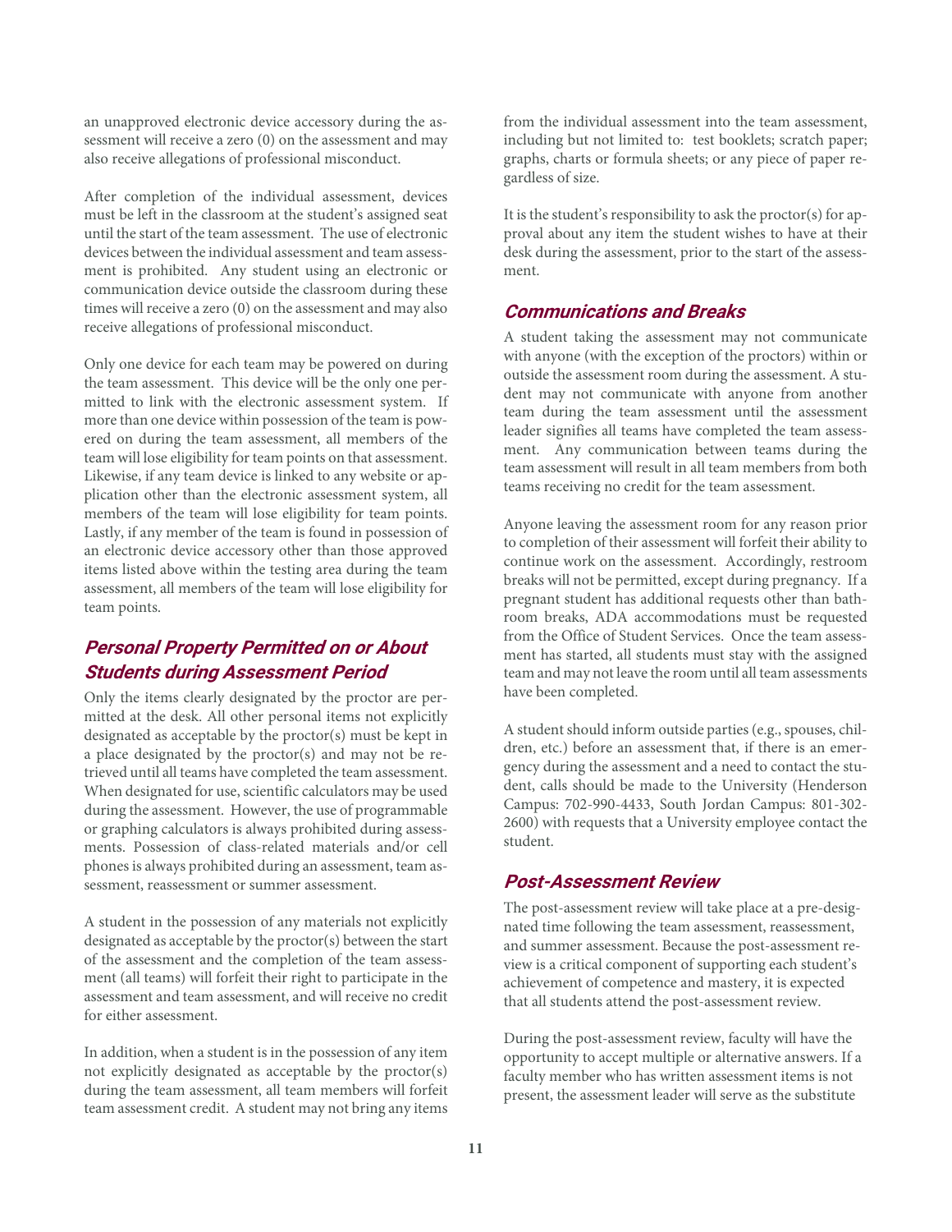an unapproved electronic device accessory during the assessment will receive a zero (0) on the assessment and may also receive allegations of professional misconduct.

After completion of the individual assessment, devices must be left in the classroom at the student's assigned seat until the start of the team assessment. The use of electronic devices between the individual assessment and team assessment is prohibited. Any student using an electronic or communication device outside the classroom during these times will receive a zero (0) on the assessment and may also receive allegations of professional misconduct.

Only one device for each team may be powered on during the team assessment. This device will be the only one permitted to link with the electronic assessment system. If more than one device within possession of the team is powered on during the team assessment, all members of the team will lose eligibility for team points on that assessment. Likewise, if any team device is linked to any website or application other than the electronic assessment system, all members of the team will lose eligibility for team points. Lastly, if any member of the team is found in possession of an electronic device accessory other than those approved items listed above within the testing area during the team assessment, all members of the team will lose eligibility for team points.

## *Personal Property Permitted on or About Students during Assessment Period*

Only the items clearly designated by the proctor are permitted at the desk. All other personal items not explicitly designated as acceptable by the proctor(s) must be kept in a place designated by the proctor(s) and may not be retrieved until all teams have completed the team assessment. When designated for use, scientific calculators may be used during the assessment. However, the use of programmable or graphing calculators is always prohibited during assessments. Possession of class-related materials and/or cell phones is always prohibited during an assessment, team assessment, reassessment or summer assessment.

A student in the possession of any materials not explicitly designated as acceptable by the proctor(s) between the start of the assessment and the completion of the team assessment (all teams) will forfeit their right to participate in the assessment and team assessment, and will receive no credit for either assessment.

In addition, when a student is in the possession of any item not explicitly designated as acceptable by the proctor(s) during the team assessment, all team members will forfeit team assessment credit. A student may not bring any items from the individual assessment into the team assessment, including but not limited to: test booklets; scratch paper; graphs, charts or formula sheets; or any piece of paper regardless of size.

It is the student's responsibility to ask the proctor(s) for approval about any item the student wishes to have at their desk during the assessment, prior to the start of the assessment.

## *Communications and Breaks*

A student taking the assessment may not communicate with anyone (with the exception of the proctors) within or outside the assessment room during the assessment. A student may not communicate with anyone from another team during the team assessment until the assessment leader signifies all teams have completed the team assessment. Any communication between teams during the team assessment will result in all team members from both teams receiving no credit for the team assessment.

Anyone leaving the assessment room for any reason prior to completion of their assessment will forfeit their ability to continue work on the assessment. Accordingly, restroom breaks will not be permitted, except during pregnancy. If a pregnant student has additional requests other than bathroom breaks, ADA accommodations must be requested from the Office of Student Services. Once the team assessment has started, all students must stay with the assigned team and may not leave the room until all team assessments have been completed.

A student should inform outside parties (e.g., spouses, children, etc.) before an assessment that, if there is an emergency during the assessment and a need to contact the student, calls should be made to the University (Henderson Campus: 702-990-4433, South Jordan Campus: 801-302-2600) with requests that a University employee contact the student.

## *Post-Assessment Review*

The post-assessment review will take place at a pre-designated time following the team assessment, reassessment, and summer assessment. Because the post-assessment review is a critical component of supporting each student's achievement of competence and mastery, it is expected that all students attend the post-assessment review.

During the post-assessment review, faculty will have the opportunity to accept multiple or alternative answers. If a faculty member who has written assessment items is not present, the assessment leader will serve as the substitute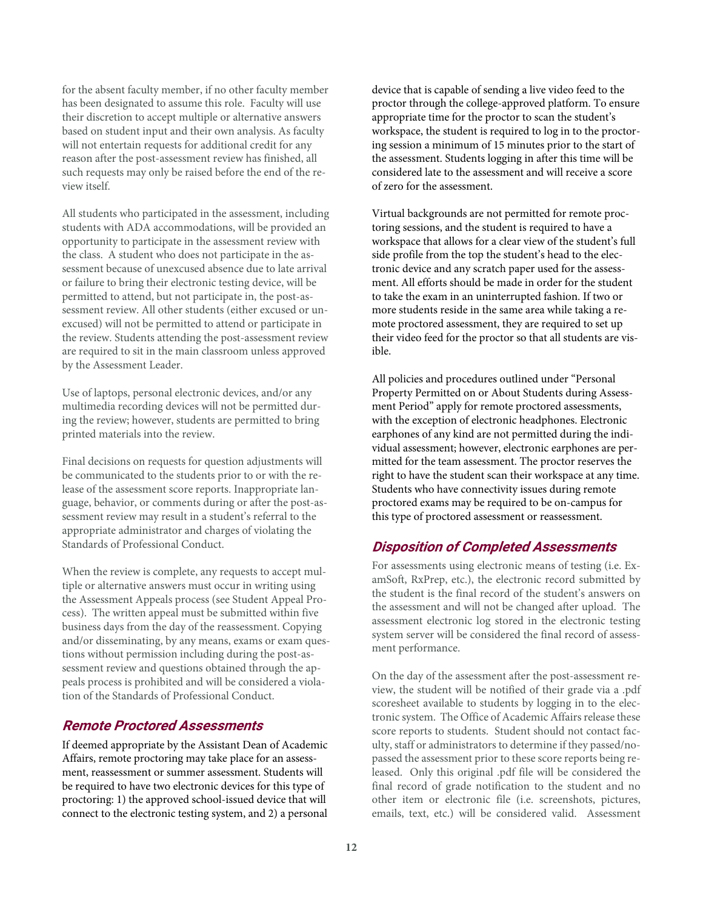for the absent faculty member, if no other faculty member has been designated to assume this role. Faculty will use their discretion to accept multiple or alternative answers based on student input and their own analysis. As faculty will not entertain requests for additional credit for any reason after the post-assessment review has finished, all such requests may only be raised before the end of the review itself.

All students who participated in the assessment, including students with ADA accommodations, will be provided an opportunity to participate in the assessment review with the class. A student who does not participate in the assessment because of unexcused absence due to late arrival or failure to bring their electronic testing device, will be permitted to attend, but not participate in, the post-assessment review. All other students (either excused or unexcused) will not be permitted to attend or participate in the review. Students attending the post-assessment review are required to sit in the main classroom unless approved by the Assessment Leader.

Use of laptops, personal electronic devices, and/or any multimedia recording devices will not be permitted during the review; however, students are permitted to bring printed materials into the review.

Final decisions on requests for question adjustments will be communicated to the students prior to or with the release of the assessment score reports. Inappropriate language, behavior, or comments during or after the post-assessment review may result in a student's referral to the appropriate administrator and charges of violating the Standards of Professional Conduct.

When the review is complete, any requests to accept multiple or alternative answers must occur in writing using the Assessment Appeals process (see Student Appeal Process). The written appeal must be submitted within five business days from the day of the reassessment. Copying and/or disseminating, by any means, exams or exam questions without permission including during the post-assessment review and questions obtained through the appeals process is prohibited and will be considered a violation of the Standards of Professional Conduct.

## Remote Proctored Assessments

If deemed appropriate by the Assistant Dean of Academic Affairs, remote proctoring may take place for an assessment, reassessment or summer assessment. Students will be required to have two electronic devices for this type of proctoring: 1) the approved school-issued device that will connect to the electronic testing system, and 2) a personal device that is capable of sending a live video feed to the proctor through the college-approved platform. To ensure appropriate time for the proctor to scan the student's workspace, the student is required to log in to the proctoring session a minimum of 15 minutes prior to the start of the assessment. Students logging in after this time will be considered late to the assessment and will receive a score of zero for the assessment.

Virtual backgrounds are not permitted for remote proctoring sessions, and the student is required to have a workspace that allows for a clear view of the student's full side profile from the top the student's head to the electronic device and any scratch paper used for the assessment. All efforts should be made in order for the student to take the exam in an uninterrupted fashion. If two or more students reside in the same area while taking a remote proctored assessment, they are required to set up their video feed for the proctor so that all students are visible.

All policies and procedures outlined under "Personal Property Permitted on or About Students during Assessment Period" apply for remote proctored assessments, with the exception of electronic headphones. Electronic earphones of any kind are not permitted during the individual assessment; however, electronic earphones are permitted for the team assessment. The proctor reserves the right to have the student scan their workspace at any time. Students who have connectivity issues during remote proctored exams may be required to be on-campus for this type of proctored assessment or reassessment.

## Disposition of Completed Assessments

For assessments using electronic means of testing (i.e. ExamSoft, RxPrep, etc.), the electronic record submitted by the student is the final record of the student's answers on the assessment and will not be changed after upload. The assessment electronic log stored in the electronic testing system server will be considered the final record of assessment performance.

On the day of the assessment after the post-assessment review, the student will be notified of their grade via a .pdf scoresheet available to students by logging in to the electronic system. The Office of Academic Affairs release these score reports to students. Student should not contact faculty, staff or administrators to determine if they passed/no-passed the assessment prior to these score reports being released. Only this original .pdf file will be considered the final record of grade notification to the student and no other item or electronic file (i.e. screenshots, pictures, emails, text, etc.) will be considered valid. Assessment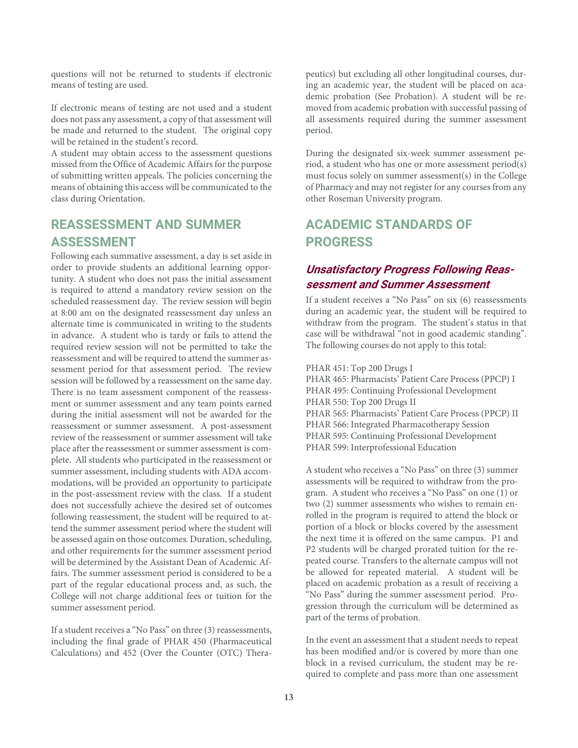questions will not be returned to students if electronic means of testing are used.

If electronic means of testing are not used and a student does not pass any assessment, a copy of that assessment will be made and returned to the student. The original copy will be retained in the student's record.
A student may obtain access to the assessment questions missed from the Office of Academic Affairs for the purpose of submitting written appeals. The policies concerning the means of obtaining this access will be communicated to the class during Orientation.

## REASSESSMENT AND SUMMER ASSESSMENT

Following each summative assessment, a day is set aside in order to provide students an additional learning opportunity. A student who does not pass the initial assessment is required to attend a mandatory review session on the scheduled reassessment day. The review session will begin at 8:00 am on the designated reassessment day unless an alternate time is communicated in writing to the students in advance. A student who is tardy or fails to attend the required review session will not be permitted to take the reassessment and will be required to attend the summer assessment period for that assessment period. The review session will be followed by a reassessment on the same day. There is no team assessment component of the reassessment or summer assessment and any team points earned during the initial assessment will not be awarded for the reassessment or summer assessment. A post-assessment review of the reassessment or summer assessment will take place after the reassessment or summer assessment is complete. All students who participated in the reassessment or summer assessment, including students with ADA accommodations, will be provided an opportunity to participate in the post-assessment review with the class. If a student does not successfully achieve the desired set of outcomes following reassessment, the student will be required to attend the summer assessment period where the student will be assessed again on those outcomes. Duration, scheduling, and other requirements for the summer assessment period will be determined by the Assistant Dean of Academic Affairs. The summer assessment period is considered to be a part of the regular educational process and, as such, the College will not charge additional fees or tuition for the summer assessment period.

If a student receives a "No Pass" on three (3) reassessments, including the final grade of PHAR 450 (Pharmaceutical Calculations) and 452 (Over the Counter (OTC) Therapeutics) but excluding all other longitudinal courses, during an academic year, the student will be placed on academic probation (See Probation). A student will be removed from academic probation with successful passing of all assessments required during the summer assessment period.

During the designated six-week summer assessment period, a student who has one or more assessment period(s) must focus solely on summer assessment(s) in the College of Pharmacy and may not register for any courses from any other Roseman University program.

## ACADEMIC STANDARDS OF PROGRESS

### *Unsatisfactory Progress Following Reassessment and Summer Assessment*

If a student receives a "No Pass" on six (6) reassessments during an academic year, the student will be required to withdraw from the program. The student's status in that case will be withdrawal "not in good academic standing". The following courses do not apply to this total:

PHAR 451: Top 200 Drugs I
PHAR 465: Pharmacists' Patient Care Process (PPCP) I
PHAR 495: Continuing Professional Development
PHAR 550: Top 200 Drugs II
PHAR 565: Pharmacists' Patient Care Process (PPCP) II
PHAR 566: Integrated Pharmacotherapy Session
PHAR 595: Continuing Professional Development
PHAR 599: Interprofessional Education

A student who receives a "No Pass" on three (3) summer assessments will be required to withdraw from the program. A student who receives a "No Pass" on one (1) or two (2) summer assessments who wishes to remain enrolled in the program is required to attend the block or portion of a block or blocks covered by the assessment the next time it is offered on the same campus. P1 and P2 students will be charged prorated tuition for the repeated course. Transfers to the alternate campus will not be allowed for repeated material. A student will be placed on academic probation as a result of receiving a "No Pass" during the summer assessment period. Progression through the curriculum will be determined as part of the terms of probation.

In the event an assessment that a student needs to repeat has been modified and/or is covered by more than one block in a revised curriculum, the student may be required to complete and pass more than one assessment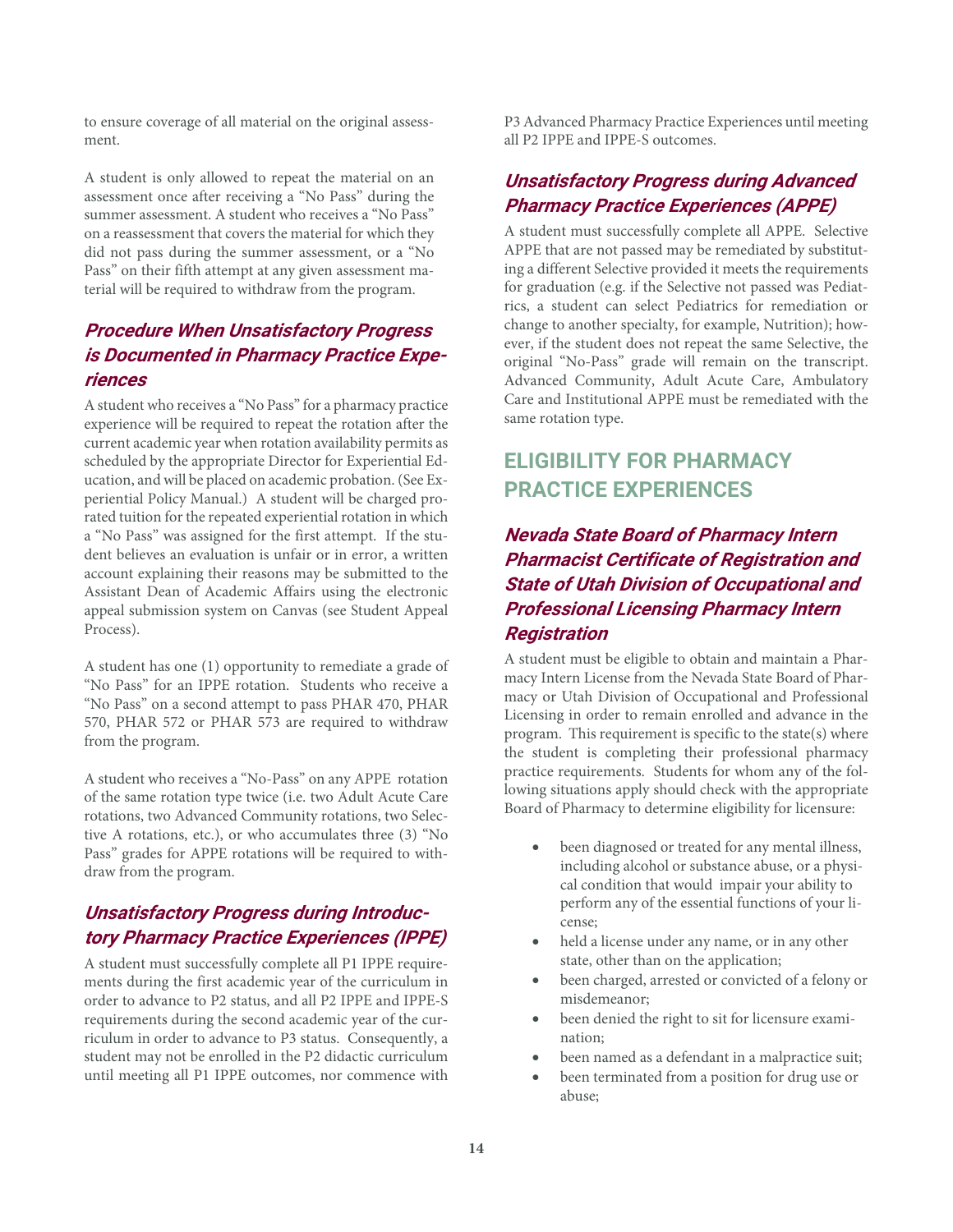to ensure coverage of all material on the original assessment.

A student is only allowed to repeat the material on an assessment once after receiving a "No Pass" during the summer assessment. A student who receives a "No Pass" on a reassessment that covers the material for which they did not pass during the summer assessment, or a "No Pass" on their fifth attempt at any given assessment material will be required to withdraw from the program.

### *Procedure When Unsatisfactory Progress is Documented in Pharmacy Practice Experiences*

A student who receives a "No Pass" for a pharmacy practice experience will be required to repeat the rotation after the current academic year when rotation availability permits as scheduled by the appropriate Director for Experiential Education, and will be placed on academic probation. (See Experiential Policy Manual.) A student will be charged prorated tuition for the repeated experiential rotation in which a "No Pass" was assigned for the first attempt. If the student believes an evaluation is unfair or in error, a written account explaining their reasons may be submitted to the Assistant Dean of Academic Affairs using the electronic appeal submission system on Canvas (see Student Appeal Process).

A student has one (1) opportunity to remediate a grade of "No Pass" for an IPPE rotation. Students who receive a "No Pass" on a second attempt to pass PHAR 470, PHAR 570, PHAR 572 or PHAR 573 are required to withdraw from the program.

A student who receives a "No-Pass" on any APPE rotation of the same rotation type twice (i.e. two Adult Acute Care rotations, two Advanced Community rotations, two Selective A rotations, etc.), or who accumulates three (3) "No Pass" grades for APPE rotations will be required to withdraw from the program.

### *Unsatisfactory Progress during Introductory Pharmacy Practice Experiences (IPPE)*

A student must successfully complete all P1 IPPE requirements during the first academic year of the curriculum in order to advance to P2 status, and all P2 IPPE and IPPE-S requirements during the second academic year of the curriculum in order to advance to P3 status. Consequently, a student may not be enrolled in the P2 didactic curriculum until meeting all P1 IPPE outcomes, nor commence with P3 Advanced Pharmacy Practice Experiences until meeting all P2 IPPE and IPPE-S outcomes.

### *Unsatisfactory Progress during Advanced Pharmacy Practice Experiences (APPE)*

A student must successfully complete all APPE. Selective APPE that are not passed may be remediated by substituting a different Selective provided it meets the requirements for graduation (e.g. if the Selective not passed was Pediatrics, a student can select Pediatrics for remediation or change to another specialty, for example, Nutrition); however, if the student does not repeat the same Selective, the original "No-Pass" grade will remain on the transcript. Advanced Community, Adult Acute Care, Ambulatory Care and Institutional APPE must be remediated with the same rotation type.

## ELIGIBILITY FOR PHARMACY PRACTICE EXPERIENCES

### *Nevada State Board of Pharmacy Intern Pharmacist Certificate of Registration and State of Utah Division of Occupational and Professional Licensing Pharmacy Intern Registration*

A student must be eligible to obtain and maintain a Pharmacy Intern License from the Nevada State Board of Pharmacy or Utah Division of Occupational and Professional Licensing in order to remain enrolled and advance in the program. This requirement is specific to the state(s) where the student is completing their professional pharmacy practice requirements. Students for whom any of the following situations apply should check with the appropriate Board of Pharmacy to determine eligibility for licensure:

- been diagnosed or treated for any mental illness, including alcohol or substance abuse, or a physical condition that would impair your ability to perform any of the essential functions of your license;
- held a license under any name, or in any other state, other than on the application;
- been charged, arrested or convicted of a felony or misdemeanor;
- been denied the right to sit for licensure examination;
- been named as a defendant in a malpractice suit;
- been terminated from a position for drug use or abuse;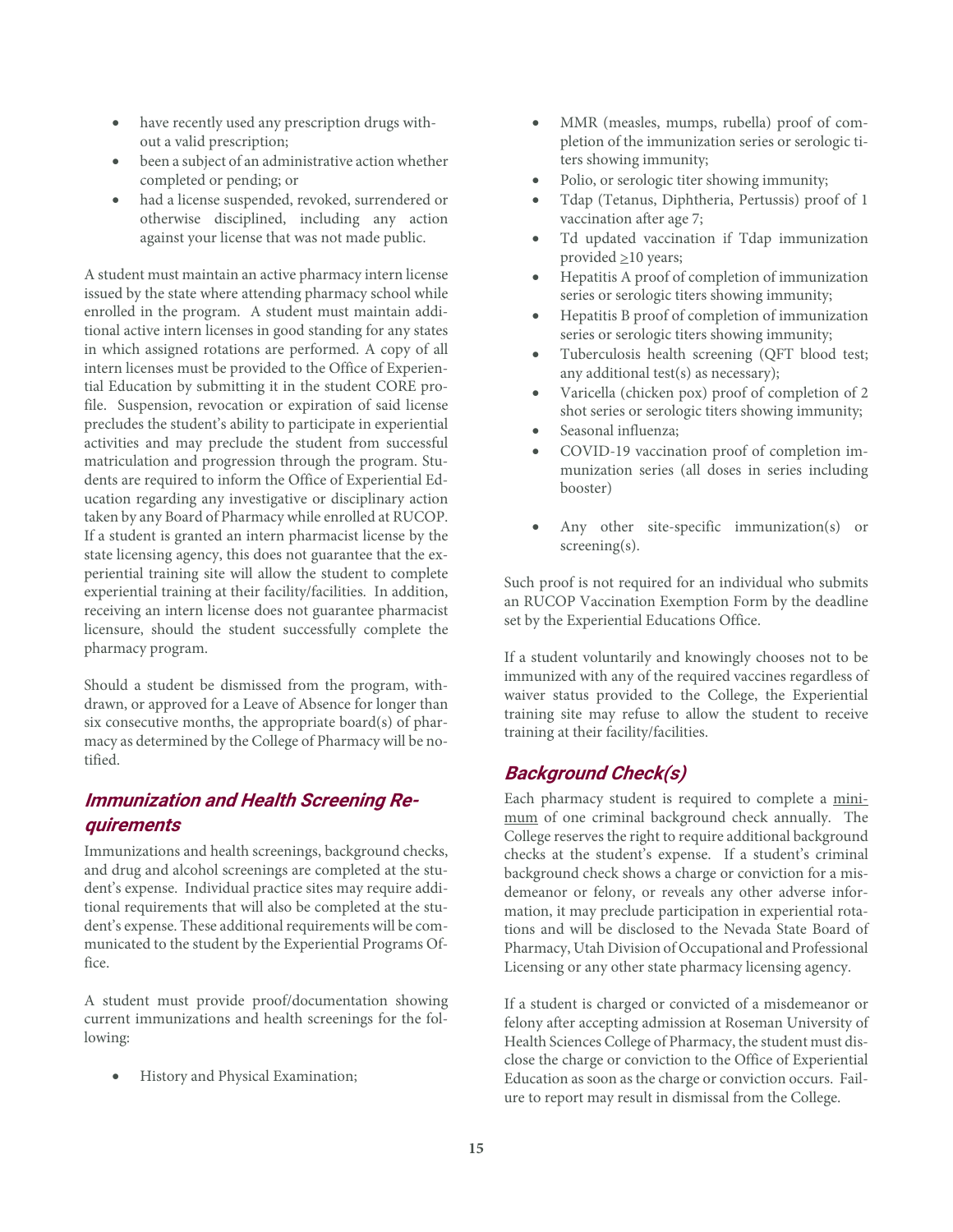- have recently used any prescription drugs without a valid prescription;
- been a subject of an administrative action whether completed or pending; or
- had a license suspended, revoked, surrendered or otherwise disciplined, including any action against your license that was not made public.

A student must maintain an active pharmacy intern license issued by the state where attending pharmacy school while enrolled in the program. A student must maintain additional active intern licenses in good standing for any states in which assigned rotations are performed. A copy of all intern licenses must be provided to the Office of Experiential Education by submitting it in the student CORE profile. Suspension, revocation or expiration of said license precludes the student's ability to participate in experiential activities and may preclude the student from successful matriculation and progression through the program. Students are required to inform the Office of Experiential Education regarding any investigative or disciplinary action taken by any Board of Pharmacy while enrolled at RUCOP. If a student is granted an intern pharmacist license by the state licensing agency, this does not guarantee that the experiential training site will allow the student to complete experiential training at their facility/facilities. In addition, receiving an intern license does not guarantee pharmacist licensure, should the student successfully complete the pharmacy program.

Should a student be dismissed from the program, withdrawn, or approved for a Leave of Absence for longer than six consecutive months, the appropriate board(s) of pharmacy as determined by the College of Pharmacy will be notified.

## *Immunization and Health Screening Requirements*

Immunizations and health screenings, background checks, and drug and alcohol screenings are completed at the student's expense. Individual practice sites may require additional requirements that will also be completed at the student's expense. These additional requirements will be communicated to the student by the Experiential Programs Office.

A student must provide proof/documentation showing current immunizations and health screenings for the following:

- History and Physical Examination;
- MMR (measles, mumps, rubella) proof of completion of the immunization series or serologic titers showing immunity;
- Polio, or serologic titer showing immunity;
- Tdap (Tetanus, Diphtheria, Pertussis) proof of 1 vaccination after age 7;
- Td updated vaccination if Tdap immunization provided $\geq$10 years;
- Hepatitis A proof of completion of immunization series or serologic titers showing immunity;
- Hepatitis B proof of completion of immunization series or serologic titers showing immunity;
- Tuberculosis health screening (QFT blood test; any additional test(s) as necessary);
- Varicella (chicken pox) proof of completion of 2 shot series or serologic titers showing immunity;
- Seasonal influenza;
- COVID-19 vaccination proof of completion immunization series (all doses in series including booster)
- Any other site-specific immunization(s) or screening(s).

Such proof is not required for an individual who submits an RUCOP Vaccination Exemption Form by the deadline set by the Experiential Educations Office.

If a student voluntarily and knowingly chooses not to be immunized with any of the required vaccines regardless of waiver status provided to the College, the Experiential training site may refuse to allow the student to receive training at their facility/facilities.

## *Background Check(s)*

Each pharmacy student is required to complete a minimum of one criminal background check annually. The College reserves the right to require additional background checks at the student's expense. If a student's criminal background check shows a charge or conviction for a misdemeanor or felony, or reveals any other adverse information, it may preclude participation in experiential rotations and will be disclosed to the Nevada State Board of Pharmacy, Utah Division of Occupational and Professional Licensing or any other state pharmacy licensing agency.

If a student is charged or convicted of a misdemeanor or felony after accepting admission at Roseman University of Health Sciences College of Pharmacy, the student must disclose the charge or conviction to the Office of Experiential Education as soon as the charge or conviction occurs. Failure to report may result in dismissal from the College.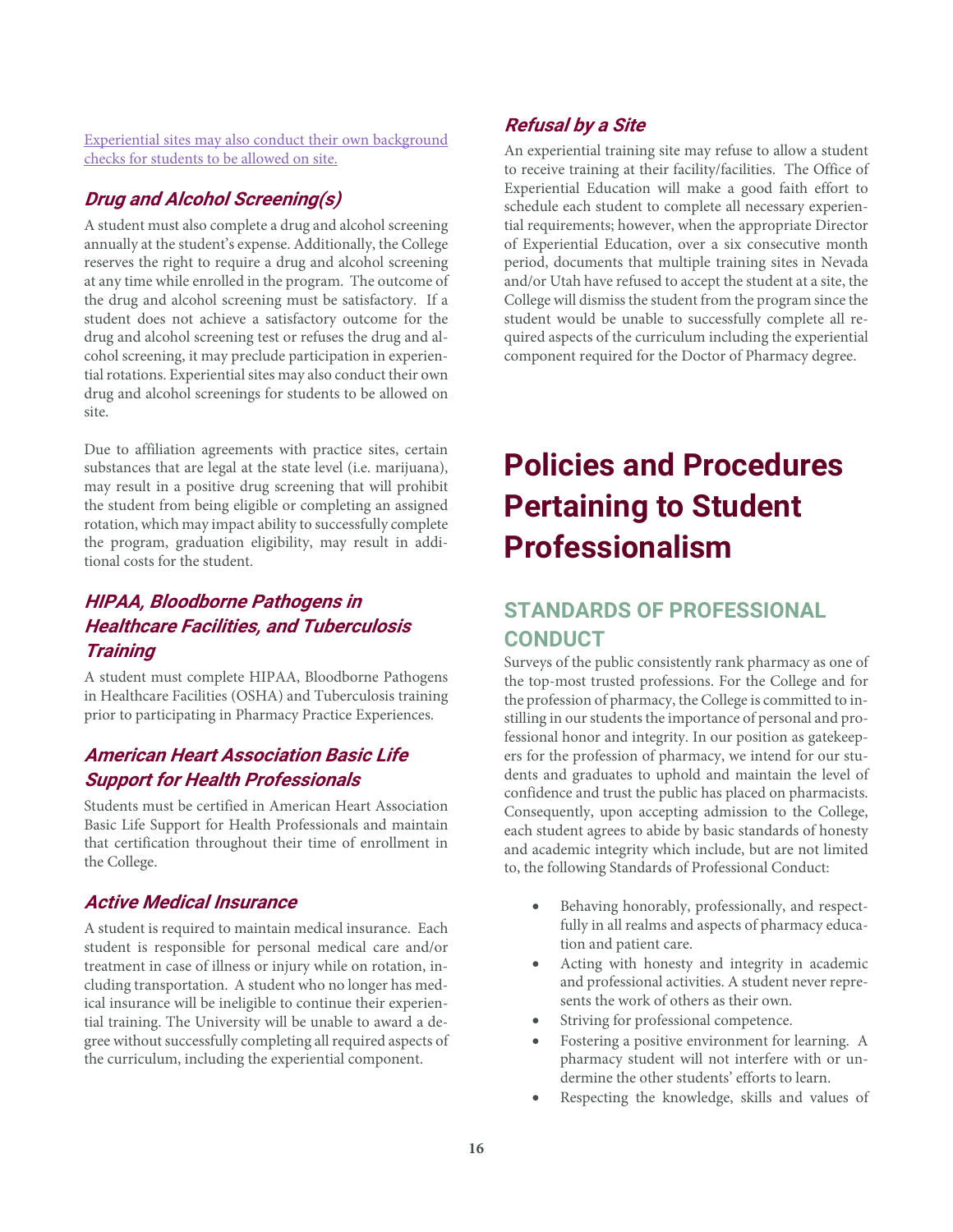Experiential sites may also conduct their own background checks for students to be allowed on site.

### *Drug and Alcohol Screening(s)*

A student must also complete a drug and alcohol screening annually at the student's expense. Additionally, the College reserves the right to require a drug and alcohol screening at any time while enrolled in the program. The outcome of the drug and alcohol screening must be satisfactory. If a student does not achieve a satisfactory outcome for the drug and alcohol screening test or refuses the drug and alcohol screening, it may preclude participation in experiential rotations. Experiential sites may also conduct their own drug and alcohol screenings for students to be allowed on site.

Due to affiliation agreements with practice sites, certain substances that are legal at the state level (i.e. marijuana), may result in a positive drug screening that will prohibit the student from being eligible or completing an assigned rotation, which may impact ability to successfully complete the program, graduation eligibility, may result in additional costs for the student.

### *HIPAA, Bloodborne Pathogens in Healthcare Facilities, and Tuberculosis Training*

A student must complete HIPAA, Bloodborne Pathogens in Healthcare Facilities (OSHA) and Tuberculosis training prior to participating in Pharmacy Practice Experiences.

### *American Heart Association Basic Life Support for Health Professionals*

Students must be certified in American Heart Association Basic Life Support for Health Professionals and maintain that certification throughout their time of enrollment in the College.

### *Active Medical Insurance*

A student is required to maintain medical insurance. Each student is responsible for personal medical care and/or treatment in case of illness or injury while on rotation, including transportation. A student who no longer has medical insurance will be ineligible to continue their experiential training. The University will be unable to award a degree without successfully completing all required aspects of the curriculum, including the experiential component.

### *Refusal by a Site*

An experiential training site may refuse to allow a student to receive training at their facility/facilities. The Office of Experiential Education will make a good faith effort to schedule each student to complete all necessary experiential requirements; however, when the appropriate Director of Experiential Education, over a six consecutive month period, documents that multiple training sites in Nevada and/or Utah have refused to accept the student at a site, the College will dismiss the student from the program since the student would be unable to successfully complete all required aspects of the curriculum including the experiential component required for the Doctor of Pharmacy degree.

# Policies and Procedures Pertaining to Student Professionalism

## STANDARDS OF PROFESSIONAL CONDUCT

Surveys of the public consistently rank pharmacy as one of the top-most trusted professions. For the College and for the profession of pharmacy, the College is committed to instilling in our students the importance of personal and professional honor and integrity. In our position as gatekeepers for the profession of pharmacy, we intend for our students and graduates to uphold and maintain the level of confidence and trust the public has placed on pharmacists. Consequently, upon accepting admission to the College, each student agrees to abide by basic standards of honesty and academic integrity which include, but are not limited to, the following Standards of Professional Conduct:

- Behaving honorably, professionally, and respectfully in all realms and aspects of pharmacy education and patient care.
- Acting with honesty and integrity in academic and professional activities. A student never represents the work of others as their own.
- Striving for professional competence.
- Fostering a positive environment for learning. A pharmacy student will not interfere with or undermine the other students' efforts to learn.
- Respecting the knowledge, skills and values of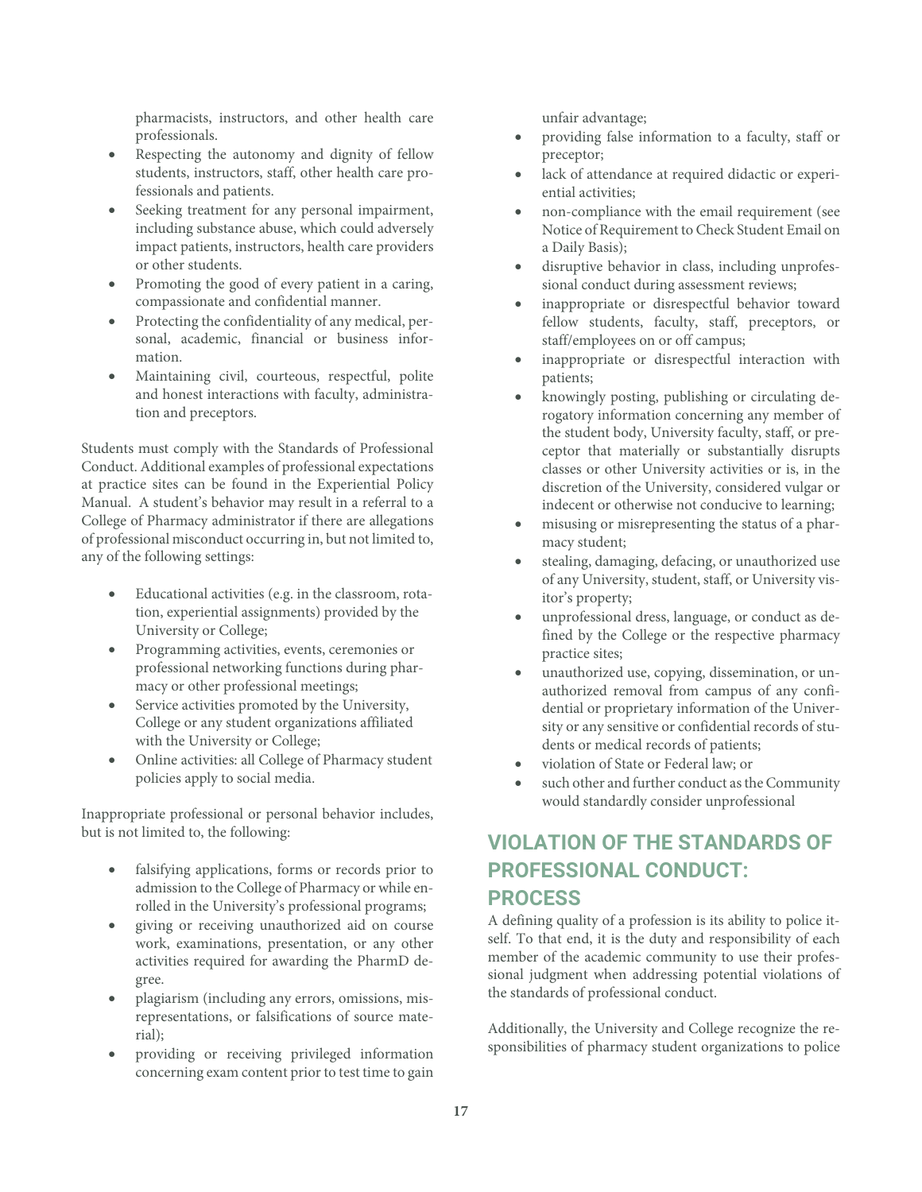pharmacists, instructors, and other health care professionals.

- Respecting the autonomy and dignity of fellow students, instructors, staff, other health care professionals and patients.
- Seeking treatment for any personal impairment, including substance abuse, which could adversely impact patients, instructors, health care providers or other students.
- Promoting the good of every patient in a caring, compassionate and confidential manner.
- Protecting the confidentiality of any medical, personal, academic, financial or business information.
- Maintaining civil, courteous, respectful, polite and honest interactions with faculty, administration and preceptors.

Students must comply with the Standards of Professional Conduct. Additional examples of professional expectations at practice sites can be found in the Experiential Policy Manual. A student's behavior may result in a referral to a College of Pharmacy administrator if there are allegations of professional misconduct occurring in, but not limited to, any of the following settings:

- Educational activities (e.g. in the classroom, rotation, experiential assignments) provided by the University or College;
- Programming activities, events, ceremonies or professional networking functions during pharmacy or other professional meetings;
- Service activities promoted by the University, College or any student organizations affiliated with the University or College;
- Online activities: all College of Pharmacy student policies apply to social media.

Inappropriate professional or personal behavior includes, but is not limited to, the following:

- falsifying applications, forms or records prior to admission to the College of Pharmacy or while enrolled in the University's professional programs;
- giving or receiving unauthorized aid on course work, examinations, presentation, or any other activities required for awarding the PharmD degree.
- plagiarism (including any errors, omissions, misrepresentations, or falsifications of source material);
- providing or receiving privileged information concerning exam content prior to test time to gain unfair advantage;
- providing false information to a faculty, staff or preceptor;
- lack of attendance at required didactic or experiential activities;
- non-compliance with the email requirement (see Notice of Requirement to Check Student Email on a Daily Basis);
- disruptive behavior in class, including unprofessional conduct during assessment reviews;
- inappropriate or disrespectful behavior toward fellow students, faculty, staff, preceptors, or staff/employees on or off campus;
- inappropriate or disrespectful interaction with patients;
- knowingly posting, publishing or circulating derogatory information concerning any member of the student body, University faculty, staff, or preceptor that materially or substantially disrupts classes or other University activities or is, in the discretion of the University, considered vulgar or indecent or otherwise not conducive to learning;
- misusing or misrepresenting the status of a pharmacy student;
- stealing, damaging, defacing, or unauthorized use of any University, student, staff, or University visitor's property;
- unprofessional dress, language, or conduct as defined by the College or the respective pharmacy practice sites;
- unauthorized use, copying, dissemination, or unauthorized removal from campus of any confidential or proprietary information of the University or any sensitive or confidential records of students or medical records of patients;
- violation of State or Federal law; or
- such other and further conduct as the Community would standardly consider unprofessional

## VIOLATION OF THE STANDARDS OF PROFESSIONAL CONDUCT: PROCESS

A defining quality of a profession is its ability to police itself. To that end, it is the duty and responsibility of each member of the academic community to use their professional judgment when addressing potential violations of the standards of professional conduct.

Additionally, the University and College recognize the responsibilities of pharmacy student organizations to police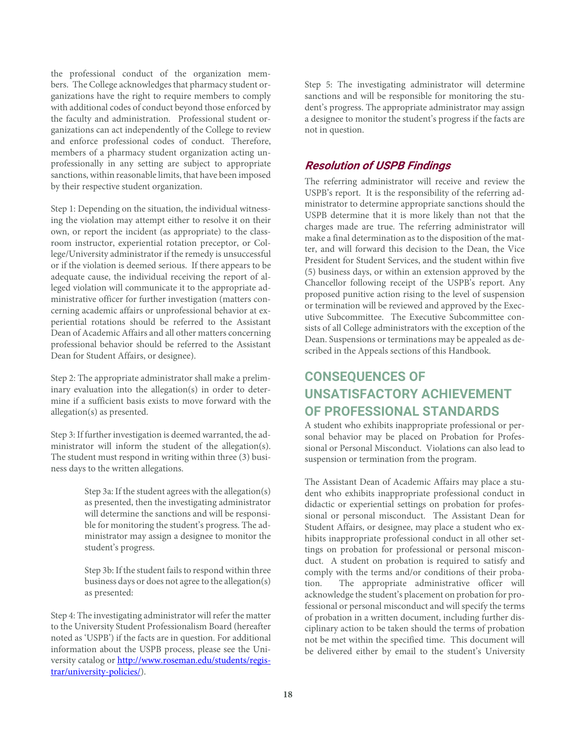the professional conduct of the organization members. The College acknowledges that pharmacy student organizations have the right to require members to comply with additional codes of conduct beyond those enforced by the faculty and administration. Professional student organizations can act independently of the College to review and enforce professional codes of conduct. Therefore, members of a pharmacy student organization acting unprofessionally in any setting are subject to appropriate sanctions, within reasonable limits, that have been imposed by their respective student organization.

Step 1: Depending on the situation, the individual witnessing the violation may attempt either to resolve it on their own, or report the incident (as appropriate) to the classroom instructor, experiential rotation preceptor, or College/University administrator if the remedy is unsuccessful or if the violation is deemed serious. If there appears to be adequate cause, the individual receiving the report of alleged violation will communicate it to the appropriate administrative officer for further investigation (matters concerning academic affairs or unprofessional behavior at experiential rotations should be referred to the Assistant Dean of Academic Affairs and all other matters concerning professional behavior should be referred to the Assistant Dean for Student Affairs, or designee).

Step 2: The appropriate administrator shall make a preliminary evaluation into the allegation(s) in order to determine if a sufficient basis exists to move forward with the allegation(s) as presented.

Step 3: If further investigation is deemed warranted, the administrator will inform the student of the allegation(s). The student must respond in writing within three (3) business days to the written allegations.

> Step 3a: If the student agrees with the allegation(s) as presented, then the investigating administrator will determine the sanctions and will be responsible for monitoring the student's progress. The administrator may assign a designee to monitor the student's progress.
>
> Step 3b: If the student fails to respond within three business days or does not agree to the allegation(s) as presented:

Step 4: The investigating administrator will refer the matter to the University Student Professionalism Board (hereafter noted as 'USPB') if the facts are in question. For additional information about the USPB process, please see the University catalog or [http://www.roseman.edu/students/registrar/university-policies/](http://www.roseman.edu/students/registrar/university-policies/)).

Step 5: The investigating administrator will determine sanctions and will be responsible for monitoring the student's progress. The appropriate administrator may assign a designee to monitor the student's progress if the facts are not in question.

### *Resolution of USPB Findings*

The referring administrator will receive and review the USPB's report. It is the responsibility of the referring administrator to determine appropriate sanctions should the USPB determine that it is more likely than not that the charges made are true. The referring administrator will make a final determination as to the disposition of the matter, and will forward this decision to the Dean, the Vice President for Student Services, and the student within five (5) business days, or within an extension approved by the Chancellor following receipt of the USPB's report. Any proposed punitive action rising to the level of suspension or termination will be reviewed and approved by the Executive Subcommittee. The Executive Subcommittee consists of all College administrators with the exception of the Dean. Suspensions or terminations may be appealed as described in the Appeals sections of this Handbook.

## CONSEQUENCES OF UNSATISFACTORY ACHIEVEMENT OF PROFESSIONAL STANDARDS

A student who exhibits inappropriate professional or personal behavior may be placed on Probation for Professional or Personal Misconduct. Violations can also lead to suspension or termination from the program.

The Assistant Dean of Academic Affairs may place a student who exhibits inappropriate professional conduct in didactic or experiential settings on probation for professional or personal misconduct. The Assistant Dean for Student Affairs, or designee, may place a student who exhibits inappropriate professional conduct in all other settings on probation for professional or personal misconduct. A student on probation is required to satisfy and comply with the terms and/or conditions of their probation. The appropriate administrative officer will acknowledge the student's placement on probation for professional or personal misconduct and will specify the terms of probation in a written document, including further disciplinary action to be taken should the terms of probation not be met within the specified time. This document will be delivered either by email to the student's University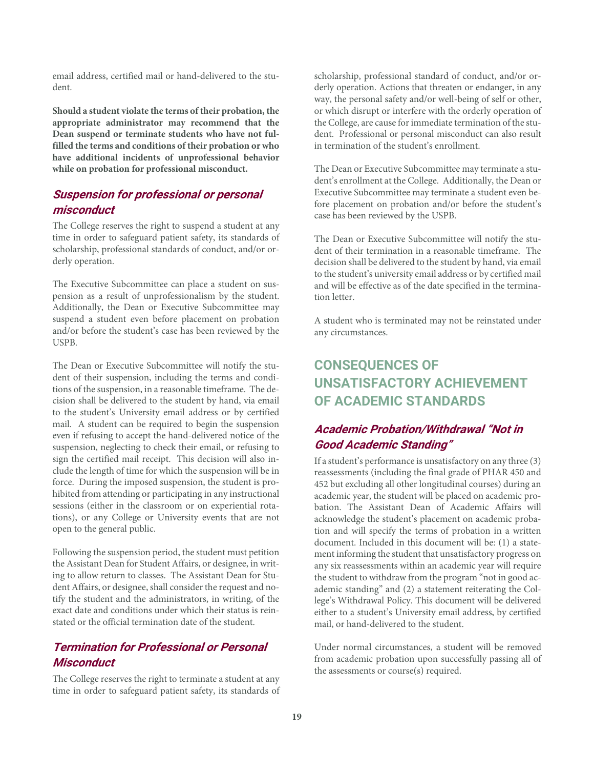email address, certified mail or hand-delivered to the student.

**Should a student violate the terms of their probation, the appropriate administrator may recommend that the Dean suspend or terminate students who have not fulfilled the terms and conditions of their probation or who have additional incidents of unprofessional behavior while on probation for professional misconduct.**

### *Suspension for professional or personal misconduct*

The College reserves the right to suspend a student at any time in order to safeguard patient safety, its standards of scholarship, professional standards of conduct, and/or orderly operation.

The Executive Subcommittee can place a student on suspension as a result of unprofessionalism by the student. Additionally, the Dean or Executive Subcommittee may suspend a student even before placement on probation and/or before the student's case has been reviewed by the USPB.

The Dean or Executive Subcommittee will notify the student of their suspension, including the terms and conditions of the suspension, in a reasonable timeframe. The decision shall be delivered to the student by hand, via email to the student's University email address or by certified mail. A student can be required to begin the suspension even if refusing to accept the hand-delivered notice of the suspension, neglecting to check their email, or refusing to sign the certified mail receipt. This decision will also include the length of time for which the suspension will be in force. During the imposed suspension, the student is prohibited from attending or participating in any instructional sessions (either in the classroom or on experiential rotations), or any College or University events that are not open to the general public.

Following the suspension period, the student must petition the Assistant Dean for Student Affairs, or designee, in writing to allow return to classes. The Assistant Dean for Student Affairs, or designee, shall consider the request and notify the student and the administrators, in writing, of the exact date and conditions under which their status is reinstated or the official termination date of the student.

### *Termination for Professional or Personal Misconduct*

The College reserves the right to terminate a student at any time in order to safeguard patient safety, its standards of scholarship, professional standard of conduct, and/or orderly operation. Actions that threaten or endanger, in any way, the personal safety and/or well-being of self or other, or which disrupt or interfere with the orderly operation of the College, are cause for immediate termination of the student. Professional or personal misconduct can also result in termination of the student's enrollment.

The Dean or Executive Subcommittee may terminate a student's enrollment at the College. Additionally, the Dean or Executive Subcommittee may terminate a student even before placement on probation and/or before the student's case has been reviewed by the USPB.

The Dean or Executive Subcommittee will notify the student of their termination in a reasonable timeframe. The decision shall be delivered to the student by hand, via email to the student's university email address or by certified mail and will be effective as of the date specified in the termination letter.

A student who is terminated may not be reinstated under any circumstances.

## CONSEQUENCES OF UNSATISFACTORY ACHIEVEMENT OF ACADEMIC STANDARDS

### *Academic Probation/Withdrawal "Not in Good Academic Standing"*

If a student's performance is unsatisfactory on any three (3) reassessments (including the final grade of PHAR 450 and 452 but excluding all other longitudinal courses) during an academic year, the student will be placed on academic probation. The Assistant Dean of Academic Affairs will acknowledge the student's placement on academic probation and will specify the terms of probation in a written document. Included in this document will be: (1) a statement informing the student that unsatisfactory progress on any six reassessments within an academic year will require the student to withdraw from the program "not in good academic standing" and (2) a statement reiterating the College's Withdrawal Policy. This document will be delivered either to a student's University email address, by certified mail, or hand-delivered to the student.

Under normal circumstances, a student will be removed from academic probation upon successfully passing all of the assessments or course(s) required.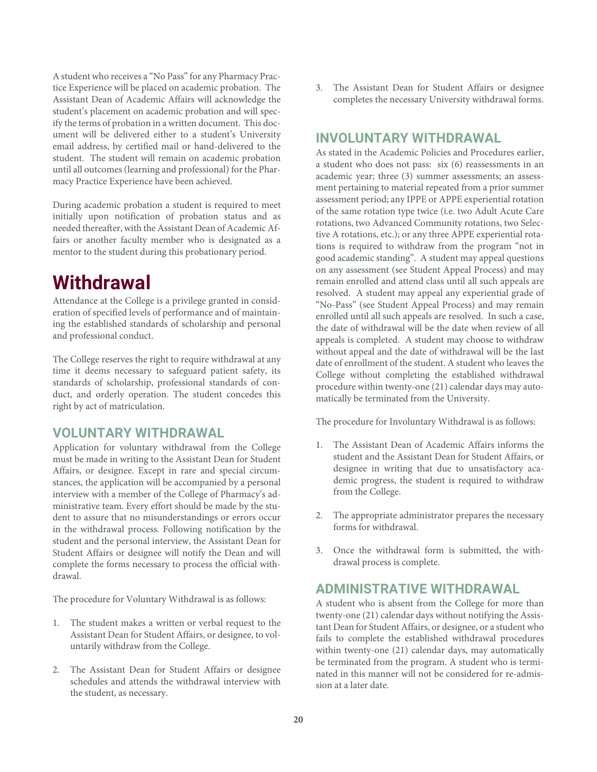A student who receives a "No Pass" for any Pharmacy Practice Experience will be placed on academic probation. The Assistant Dean of Academic Affairs will acknowledge the student's placement on academic probation and will specify the terms of probation in a written document. This document will be delivered either to a student's University email address, by certified mail or hand-delivered to the student. The student will remain on academic probation until all outcomes (learning and professional) for the Pharmacy Practice Experience have been achieved.

During academic probation a student is required to meet initially upon notification of probation status and as needed thereafter, with the Assistant Dean of Academic Affairs or another faculty member who is designated as a mentor to the student during this probationary period.

# Withdrawal

Attendance at the College is a privilege granted in consideration of specified levels of performance and of maintaining the established standards of scholarship and personal and professional conduct.

The College reserves the right to require withdrawal at any time it deems necessary to safeguard patient safety, its standards of scholarship, professional standards of conduct, and orderly operation. The student concedes this right by act of matriculation.

## VOLUNTARY WITHDRAWAL

Application for voluntary withdrawal from the College must be made in writing to the Assistant Dean for Student Affairs, or designee. Except in rare and special circumstances, the application will be accompanied by a personal interview with a member of the College of Pharmacy's administrative team. Every effort should be made by the student to assure that no misunderstandings or errors occur in the withdrawal process. Following notification by the student and the personal interview, the Assistant Dean for Student Affairs or designee will notify the Dean and will complete the forms necessary to process the official withdrawal.

The procedure for Voluntary Withdrawal is as follows:

1. The student makes a written or verbal request to the Assistant Dean for Student Affairs, or designee, to voluntarily withdraw from the College.
2. The Assistant Dean for Student Affairs or designee schedules and attends the withdrawal interview with the student, as necessary.
3. The Assistant Dean for Student Affairs or designee completes the necessary University withdrawal forms.

## INVOLUNTARY WITHDRAWAL

As stated in the Academic Policies and Procedures earlier, a student who does not pass: six (6) reassessments in an academic year; three (3) summer assessments; an assessment pertaining to material repeated from a prior summer assessment period; any IPPE or APPE experiential rotation of the same rotation type twice (i.e. two Adult Acute Care rotations, two Advanced Community rotations, two Selective A rotations, etc.); or any three APPE experiential rotations is required to withdraw from the program "not in good academic standing". A student may appeal questions on any assessment (see Student Appeal Process) and may remain enrolled and attend class until all such appeals are resolved. A student may appeal any experiential grade of "No-Pass" (see Student Appeal Process) and may remain enrolled until all such appeals are resolved. In such a case, the date of withdrawal will be the date when review of all appeals is completed. A student may choose to withdraw without appeal and the date of withdrawal will be the last date of enrollment of the student. A student who leaves the College without completing the established withdrawal procedure within twenty-one (21) calendar days may automatically be terminated from the University.

The procedure for Involuntary Withdrawal is as follows:

1. The Assistant Dean of Academic Affairs informs the student and the Assistant Dean for Student Affairs, or designee in writing that due to unsatisfactory academic progress, the student is required to withdraw from the College.
2. The appropriate administrator prepares the necessary forms for withdrawal.
3. Once the withdrawal form is submitted, the withdrawal process is complete.

## ADMINISTRATIVE WITHDRAWAL

A student who is absent from the College for more than twenty-one (21) calendar days without notifying the Assistant Dean for Student Affairs, or designee, or a student who fails to complete the established withdrawal procedures within twenty-one (21) calendar days, may automatically be terminated from the program. A student who is terminated in this manner will not be considered for re-admission at a later date.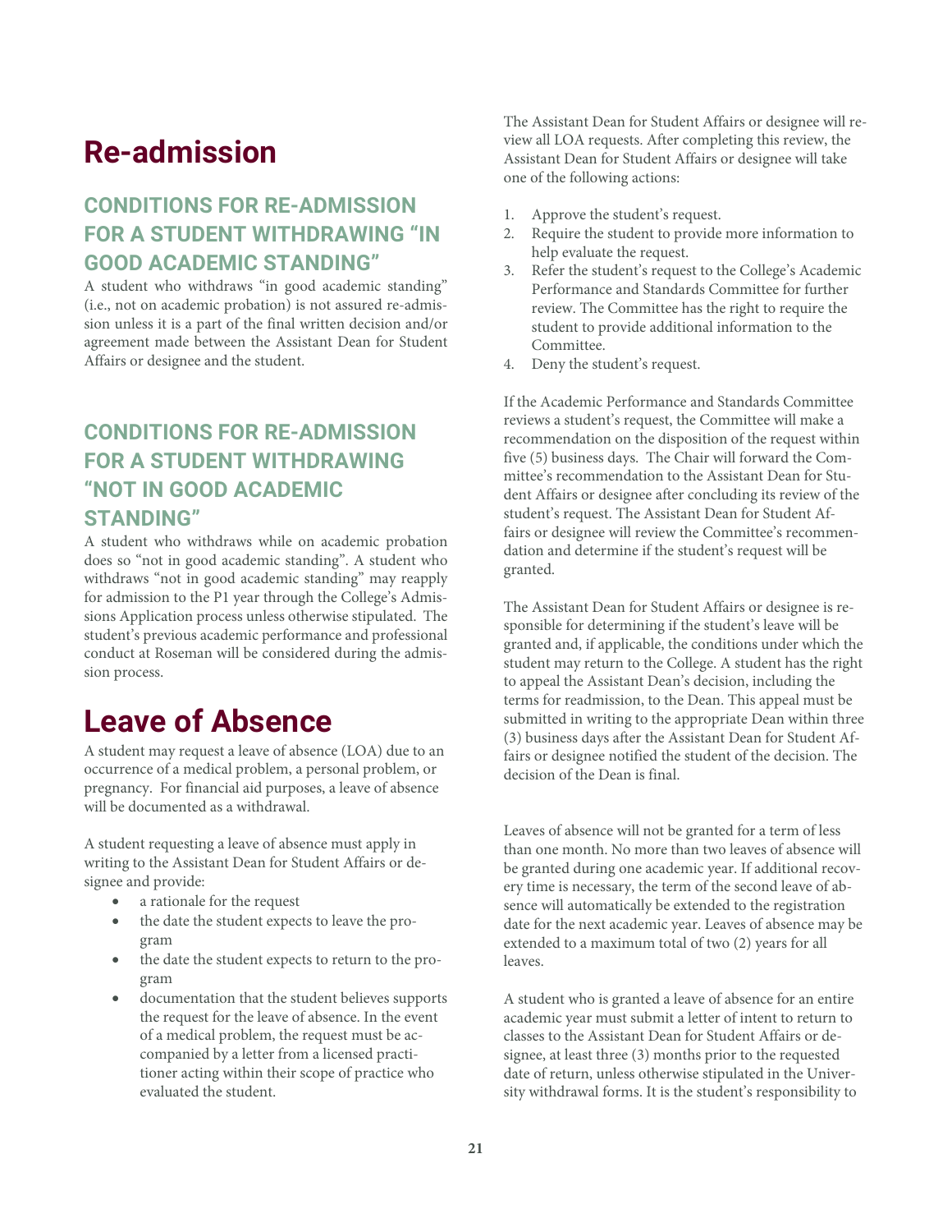# Re-admission

## CONDITIONS FOR RE-ADMISSION FOR A STUDENT WITHDRAWING "IN GOOD ACADEMIC STANDING"

A student who withdraws "in good academic standing" (i.e., not on academic probation) is not assured re-admission unless it is a part of the final written decision and/or agreement made between the Assistant Dean for Student Affairs or designee and the student.

## CONDITIONS FOR RE-ADMISSION FOR A STUDENT WITHDRAWING "NOT IN GOOD ACADEMIC STANDING"

A student who withdraws while on academic probation does so "not in good academic standing". A student who withdraws "not in good academic standing" may reapply for admission to the P1 year through the College's Admissions Application process unless otherwise stipulated. The student's previous academic performance and professional conduct at Roseman will be considered during the admission process.

# Leave of Absence

A student may request a leave of absence (LOA) due to an occurrence of a medical problem, a personal problem, or pregnancy. For financial aid purposes, a leave of absence will be documented as a withdrawal.

A student requesting a leave of absence must apply in writing to the Assistant Dean for Student Affairs or designee and provide:

- a rationale for the request
- the date the student expects to leave the program
- the date the student expects to return to the program
- documentation that the student believes supports the request for the leave of absence. In the event of a medical problem, the request must be accompanied by a letter from a licensed practitioner acting within their scope of practice who evaluated the student.

The Assistant Dean for Student Affairs or designee will review all LOA requests. After completing this review, the Assistant Dean for Student Affairs or designee will take one of the following actions:

1. Approve the student's request.
2. Require the student to provide more information to help evaluate the request.
3. Refer the student's request to the College's Academic Performance and Standards Committee for further review. The Committee has the right to require the student to provide additional information to the Committee.
4. Deny the student's request.

If the Academic Performance and Standards Committee reviews a student's request, the Committee will make a recommendation on the disposition of the request within five (5) business days. The Chair will forward the Committee's recommendation to the Assistant Dean for Student Affairs or designee after concluding its review of the student's request. The Assistant Dean for Student Affairs or designee will review the Committee's recommendation and determine if the student's request will be granted.

The Assistant Dean for Student Affairs or designee is responsible for determining if the student's leave will be granted and, if applicable, the conditions under which the student may return to the College. A student has the right to appeal the Assistant Dean's decision, including the terms for readmission, to the Dean. This appeal must be submitted in writing to the appropriate Dean within three (3) business days after the Assistant Dean for Student Affairs or designee notified the student of the decision. The decision of the Dean is final.

Leaves of absence will not be granted for a term of less than one month. No more than two leaves of absence will be granted during one academic year. If additional recovery time is necessary, the term of the second leave of absence will automatically be extended to the registration date for the next academic year. Leaves of absence may be extended to a maximum total of two (2) years for all leaves.

A student who is granted a leave of absence for an entire academic year must submit a letter of intent to return to classes to the Assistant Dean for Student Affairs or designee, at least three (3) months prior to the requested date of return, unless otherwise stipulated in the University withdrawal forms. It is the student's responsibility to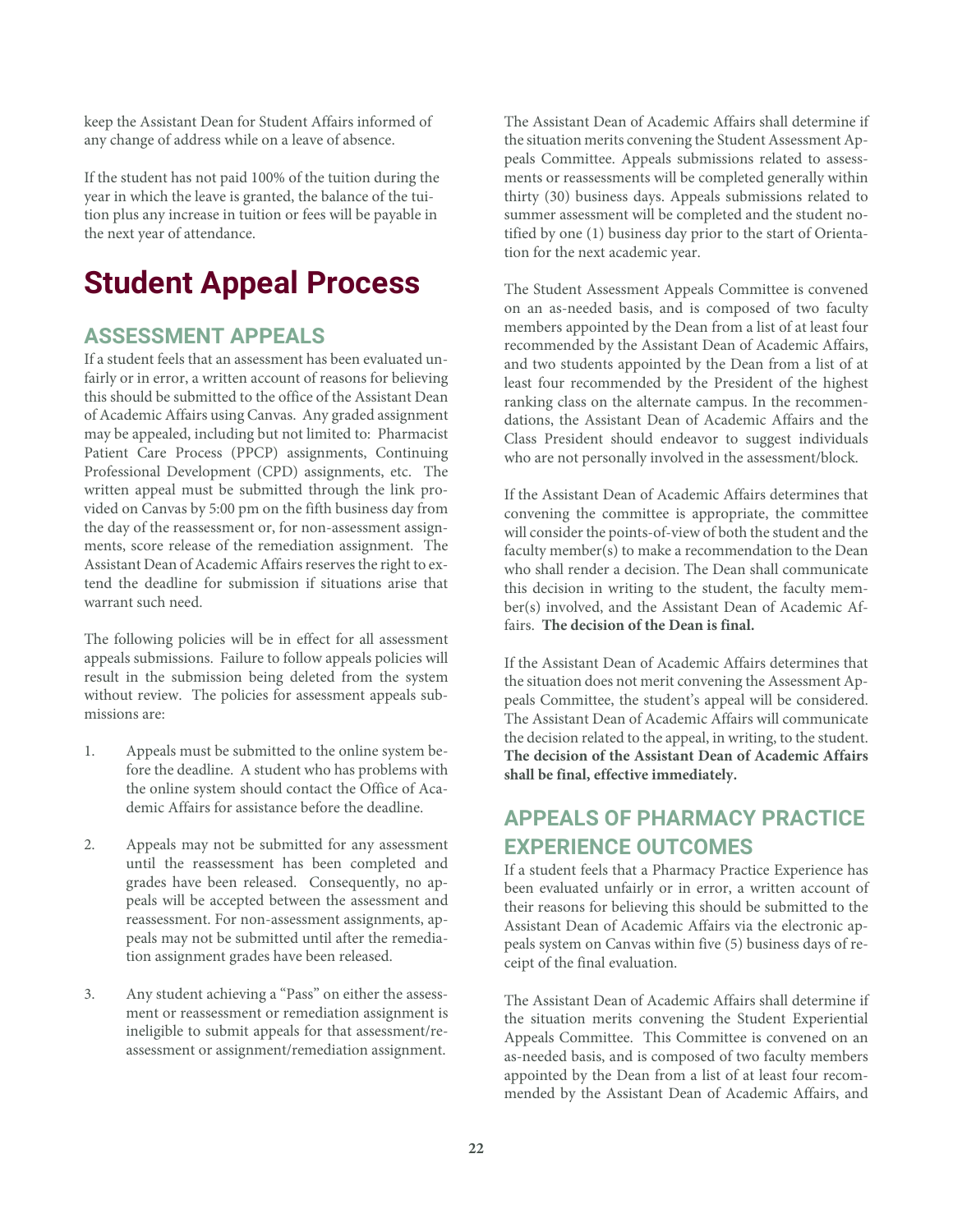keep the Assistant Dean for Student Affairs informed of any change of address while on a leave of absence.

If the student has not paid 100% of the tuition during the year in which the leave is granted, the balance of the tuition plus any increase in tuition or fees will be payable in the next year of attendance.

# Student Appeal Process

## ASSESSMENT APPEALS

If a student feels that an assessment has been evaluated unfairly or in error, a written account of reasons for believing this should be submitted to the office of the Assistant Dean of Academic Affairs using Canvas. Any graded assignment may be appealed, including but not limited to: Pharmacist Patient Care Process (PPCP) assignments, Continuing Professional Development (CPD) assignments, etc. The written appeal must be submitted through the link provided on Canvas by 5:00 pm on the fifth business day from the day of the reassessment or, for non-assessment assignments, score release of the remediation assignment. The Assistant Dean of Academic Affairs reserves the right to extend the deadline for submission if situations arise that warrant such need.

The following policies will be in effect for all assessment appeals submissions. Failure to follow appeals policies will result in the submission being deleted from the system without review. The policies for assessment appeals submissions are:

1. Appeals must be submitted to the online system before the deadline. A student who has problems with the online system should contact the Office of Academic Affairs for assistance before the deadline.

2. Appeals may not be submitted for any assessment until the reassessment has been completed and grades have been released. Consequently, no appeals will be accepted between the assessment and reassessment. For non-assessment assignments, appeals may not be submitted until after the remediation assignment grades have been released.

3. Any student achieving a "Pass" on either the assessment or reassessment or remediation assignment is ineligible to submit appeals for that assessment/reassessment or assignment/remediation assignment.

The Assistant Dean of Academic Affairs shall determine if the situation merits convening the Student Assessment Appeals Committee. Appeals submissions related to assessments or reassessments will be completed generally within thirty (30) business days. Appeals submissions related to summer assessment will be completed and the student notified by one (1) business day prior to the start of Orientation for the next academic year.

The Student Assessment Appeals Committee is convened on an as-needed basis, and is composed of two faculty members appointed by the Dean from a list of at least four recommended by the Assistant Dean of Academic Affairs, and two students appointed by the Dean from a list of at least four recommended by the President of the highest ranking class on the alternate campus. In the recommendations, the Assistant Dean of Academic Affairs and the Class President should endeavor to suggest individuals who are not personally involved in the assessment/block.

If the Assistant Dean of Academic Affairs determines that convening the committee is appropriate, the committee will consider the points-of-view of both the student and the faculty member(s) to make a recommendation to the Dean who shall render a decision. The Dean shall communicate this decision in writing to the student, the faculty member(s) involved, and the Assistant Dean of Academic Affairs. **The decision of the Dean is final.**

If the Assistant Dean of Academic Affairs determines that the situation does not merit convening the Assessment Appeals Committee, the student's appeal will be considered. The Assistant Dean of Academic Affairs will communicate the decision related to the appeal, in writing, to the student. **The decision of the Assistant Dean of Academic Affairs shall be final, effective immediately.**

## APPEALS OF PHARMACY PRACTICE EXPERIENCE OUTCOMES

If a student feels that a Pharmacy Practice Experience has been evaluated unfairly or in error, a written account of their reasons for believing this should be submitted to the Assistant Dean of Academic Affairs via the electronic appeals system on Canvas within five (5) business days of receipt of the final evaluation.

The Assistant Dean of Academic Affairs shall determine if the situation merits convening the Student Experiential Appeals Committee. This Committee is convened on an as-needed basis, and is composed of two faculty members appointed by the Dean from a list of at least four recommended by the Assistant Dean of Academic Affairs, and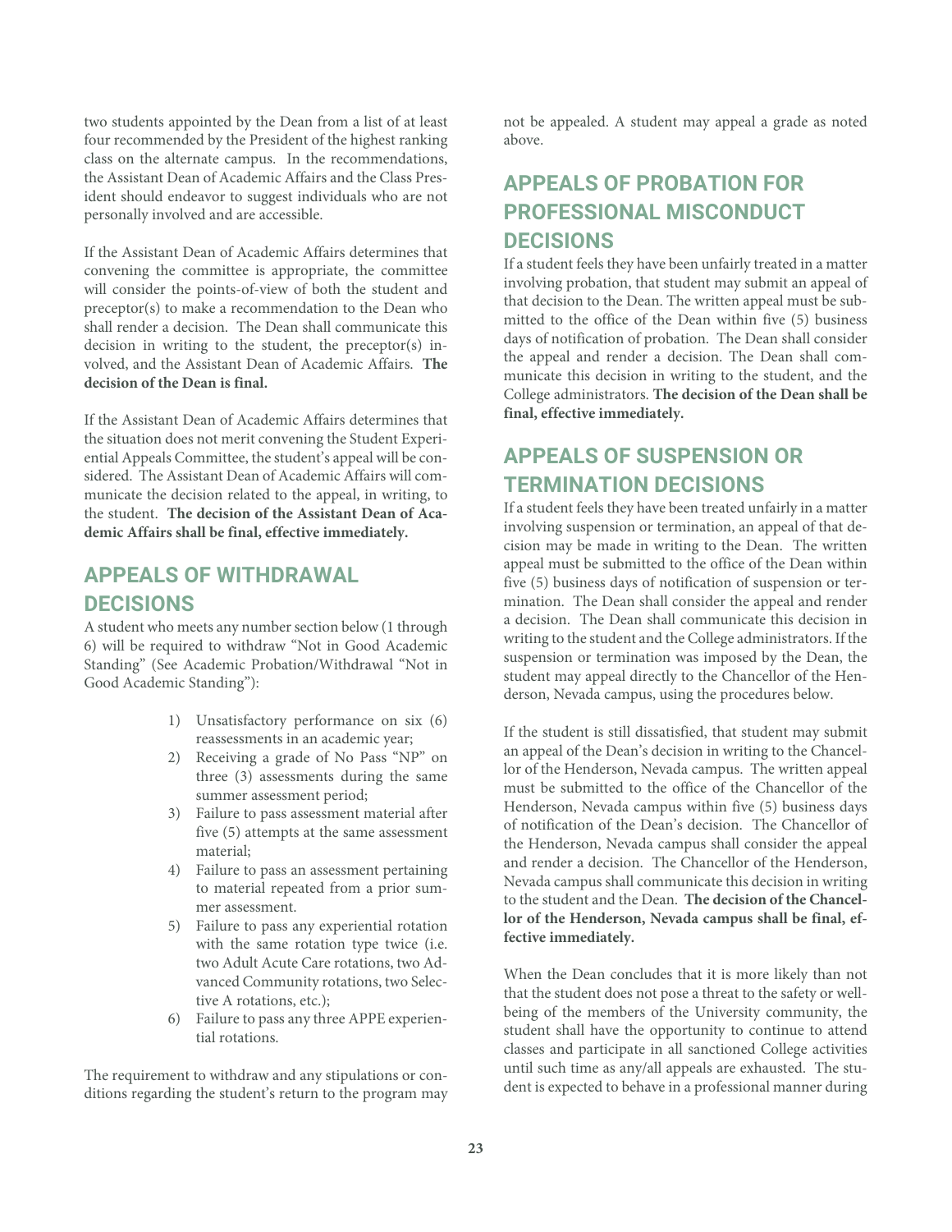two students appointed by the Dean from a list of at least four recommended by the President of the highest ranking class on the alternate campus. In the recommendations, the Assistant Dean of Academic Affairs and the Class President should endeavor to suggest individuals who are not personally involved and are accessible.

If the Assistant Dean of Academic Affairs determines that convening the committee is appropriate, the committee will consider the points-of-view of both the student and preceptor(s) to make a recommendation to the Dean who shall render a decision. The Dean shall communicate this decision in writing to the student, the preceptor(s) involved, and the Assistant Dean of Academic Affairs. **The decision of the Dean is final.**

If the Assistant Dean of Academic Affairs determines that the situation does not merit convening the Student Experiential Appeals Committee, the student's appeal will be considered. The Assistant Dean of Academic Affairs will communicate the decision related to the appeal, in writing, to the student. **The decision of the Assistant Dean of Academic Affairs shall be final, effective immediately.**

## APPEALS OF WITHDRAWAL DECISIONS

A student who meets any number section below (1 through 6) will be required to withdraw "Not in Good Academic Standing" (See Academic Probation/Withdrawal "Not in Good Academic Standing"):

1) Unsatisfactory performance on six (6) reassessments in an academic year;
2) Receiving a grade of No Pass "NP" on three (3) assessments during the same summer assessment period;
3) Failure to pass assessment material after five (5) attempts at the same assessment material;
4) Failure to pass an assessment pertaining to material repeated from a prior summer assessment.
5) Failure to pass any experiential rotation with the same rotation type twice (i.e. two Adult Acute Care rotations, two Advanced Community rotations, two Selective A rotations, etc.);
6) Failure to pass any three APPE experiential rotations.

The requirement to withdraw and any stipulations or conditions regarding the student's return to the program may not be appealed. A student may appeal a grade as noted above.

## APPEALS OF PROBATION FOR PROFESSIONAL MISCONDUCT DECISIONS

If a student feels they have been unfairly treated in a matter involving probation, that student may submit an appeal of that decision to the Dean. The written appeal must be submitted to the office of the Dean within five (5) business days of notification of probation. The Dean shall consider the appeal and render a decision. The Dean shall communicate this decision in writing to the student, and the College administrators. **The decision of the Dean shall be final, effective immediately.**

## APPEALS OF SUSPENSION OR TERMINATION DECISIONS

If a student feels they have been treated unfairly in a matter involving suspension or termination, an appeal of that decision may be made in writing to the Dean. The written appeal must be submitted to the office of the Dean within five (5) business days of notification of suspension or termination. The Dean shall consider the appeal and render a decision. The Dean shall communicate this decision in writing to the student and the College administrators. If the suspension or termination was imposed by the Dean, the student may appeal directly to the Chancellor of the Henderson, Nevada campus, using the procedures below.

If the student is still dissatisfied, that student may submit an appeal of the Dean's decision in writing to the Chancellor of the Henderson, Nevada campus. The written appeal must be submitted to the office of the Chancellor of the Henderson, Nevada campus within five (5) business days of notification of the Dean's decision. The Chancellor of the Henderson, Nevada campus shall consider the appeal and render a decision. The Chancellor of the Henderson, Nevada campus shall communicate this decision in writing to the student and the Dean. **The decision of the Chancellor of the Henderson, Nevada campus shall be final, effective immediately.**

When the Dean concludes that it is more likely than not that the student does not pose a threat to the safety or wellbeing of the members of the University community, the student shall have the opportunity to continue to attend classes and participate in all sanctioned College activities until such time as any/all appeals are exhausted. The student is expected to behave in a professional manner during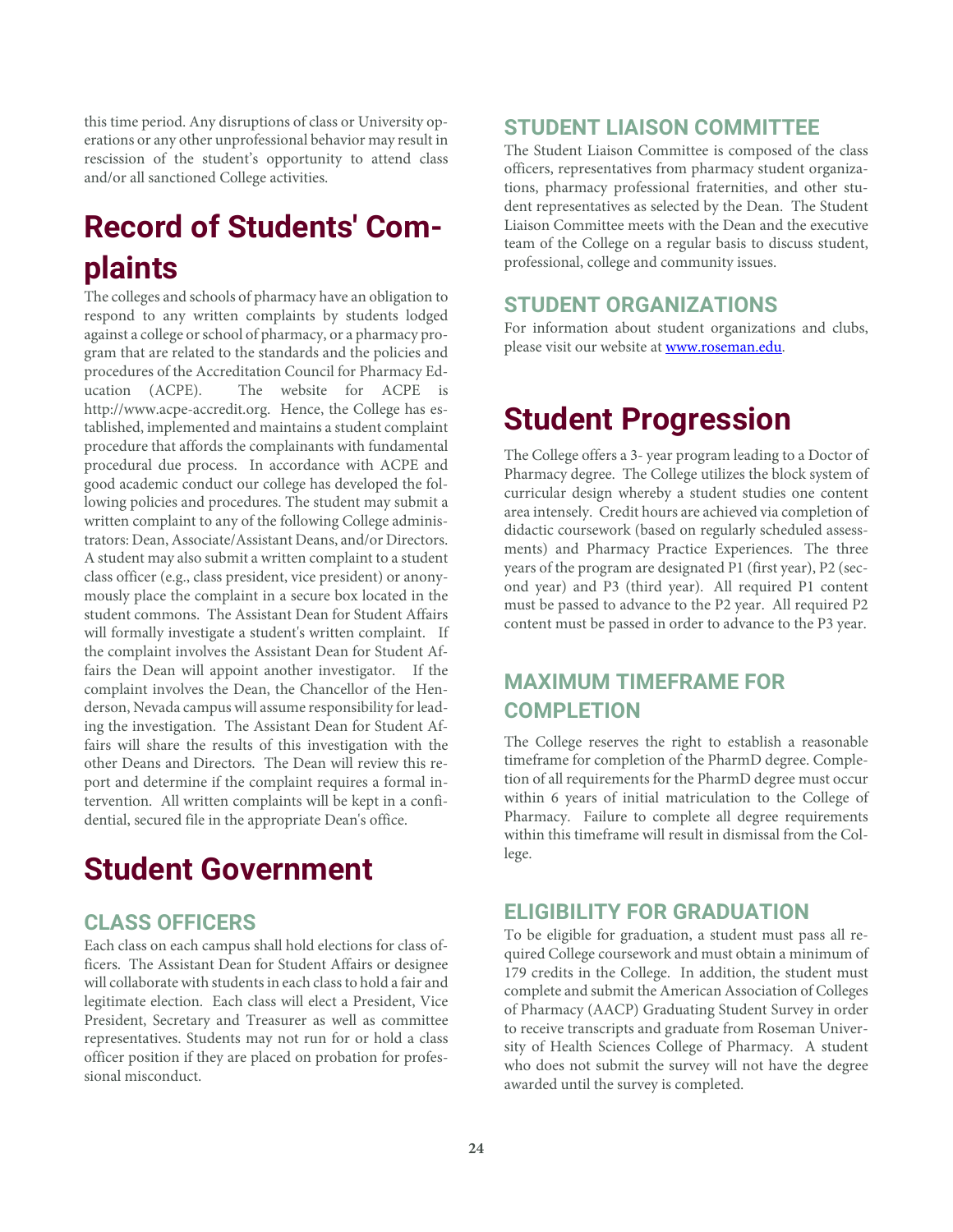this time period. Any disruptions of class or University operations or any other unprofessional behavior may result in rescission of the student's opportunity to attend class and/or all sanctioned College activities.

# Record of Students' Complaints

The colleges and schools of pharmacy have an obligation to respond to any written complaints by students lodged against a college or school of pharmacy, or a pharmacy program that are related to the standards and the policies and procedures of the Accreditation Council for Pharmacy Education (ACPE). The website for ACPE is http://www.acpe-accredit.org. Hence, the College has established, implemented and maintains a student complaint procedure that affords the complainants with fundamental procedural due process. In accordance with ACPE and good academic conduct our college has developed the following policies and procedures. The student may submit a written complaint to any of the following College administrators: Dean, Associate/Assistant Deans, and/or Directors. A student may also submit a written complaint to a student class officer (e.g., class president, vice president) or anonymously place the complaint in a secure box located in the student commons. The Assistant Dean for Student Affairs will formally investigate a student's written complaint. If the complaint involves the Assistant Dean for Student Affairs the Dean will appoint another investigator. If the complaint involves the Dean, the Chancellor of the Henderson, Nevada campus will assume responsibility for leading the investigation. The Assistant Dean for Student Affairs will share the results of this investigation with the other Deans and Directors. The Dean will review this report and determine if the complaint requires a formal intervention. All written complaints will be kept in a confidential, secured file in the appropriate Dean's office.

# Student Government

## CLASS OFFICERS

Each class on each campus shall hold elections for class officers. The Assistant Dean for Student Affairs or designee will collaborate with students in each class to hold a fair and legitimate election. Each class will elect a President, Vice President, Secretary and Treasurer as well as committee representatives. Students may not run for or hold a class officer position if they are placed on probation for professional misconduct.

## STUDENT LIAISON COMMITTEE

The Student Liaison Committee is composed of the class officers, representatives from pharmacy student organizations, pharmacy professional fraternities, and other student representatives as selected by the Dean. The Student Liaison Committee meets with the Dean and the executive team of the College on a regular basis to discuss student, professional, college and community issues.

## STUDENT ORGANIZATIONS

For information about student organizations and clubs, please visit our website at [www.roseman.edu](http://www.roseman.edu).

# Student Progression

The College offers a 3- year program leading to a Doctor of Pharmacy degree. The College utilizes the block system of curricular design whereby a student studies one content area intensely. Credit hours are achieved via completion of didactic coursework (based on regularly scheduled assessments) and Pharmacy Practice Experiences. The three years of the program are designated P1 (first year), P2 (second year) and P3 (third year). All required P1 content must be passed to advance to the P2 year. All required P2 content must be passed in order to advance to the P3 year.

## MAXIMUM TIMEFRAME FOR COMPLETION

The College reserves the right to establish a reasonable timeframe for completion of the PharmD degree. Completion of all requirements for the PharmD degree must occur within 6 years of initial matriculation to the College of Pharmacy. Failure to complete all degree requirements within this timeframe will result in dismissal from the College.

## ELIGIBILITY FOR GRADUATION

To be eligible for graduation, a student must pass all required College coursework and must obtain a minimum of 179 credits in the College. In addition, the student must complete and submit the American Association of Colleges of Pharmacy (AACP) Graduating Student Survey in order to receive transcripts and graduate from Roseman University of Health Sciences College of Pharmacy. A student who does not submit the survey will not have the degree awarded until the survey is completed.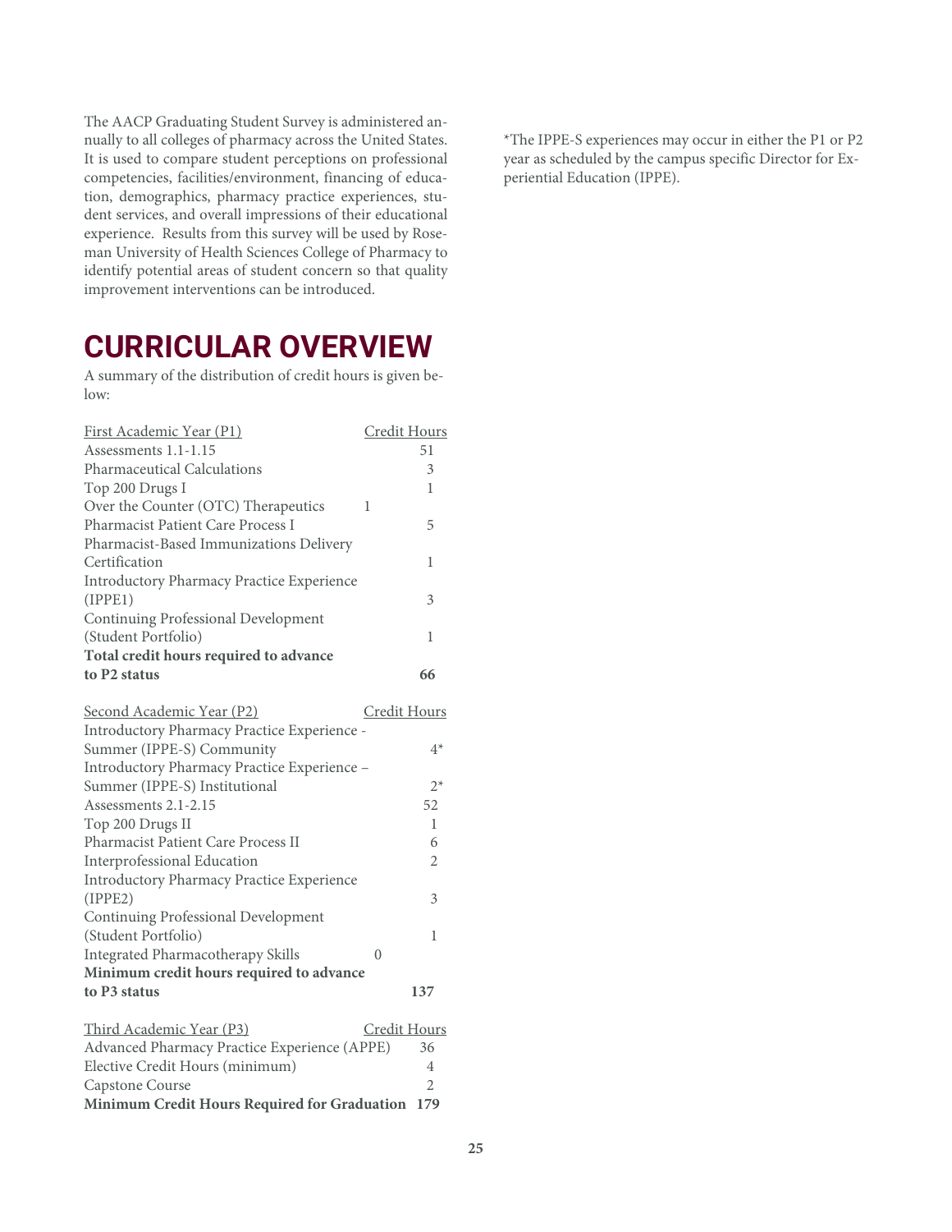The AACP Graduating Student Survey is administered annually to all colleges of pharmacy across the United States. It is used to compare student perceptions on professional competencies, facilities/environment, financing of education, demographics, pharmacy practice experiences, student services, and overall impressions of their educational experience. Results from this survey will be used by Roseman University of Health Sciences College of Pharmacy to identify potential areas of student concern so that quality improvement interventions can be introduced.

# CURRICULAR OVERVIEW

A summary of the distribution of credit hours is given below:

| First Academic Year (P1) | Credit Hours |
|---|---|
| Assessments 1.1-1.15 | 51 |
| Pharmaceutical Calculations | 3 |
| Top 200 Drugs I | 1 |
| Over the Counter (OTC) Therapeutics | 1 |
| Pharmacist Patient Care Process I | 5 |
| Pharmacist-Based Immunizations Delivery Certification | 1 |
| Introductory Pharmacy Practice Experience (IPPE1) | 3 |
| Continuing Professional Development (Student Portfolio) | 1 |
| **Total credit hours required to advance to P2 status** | **66** |

| Second Academic Year (P2) | Credit Hours |
|---|---|
| Introductory Pharmacy Practice Experience - Summer (IPPE-S) Community | 4* |
| Introductory Pharmacy Practice Experience – Summer (IPPE-S) Institutional | 2* |
| Assessments 2.1-2.15 | 52 |
| Top 200 Drugs II | 1 |
| Pharmacist Patient Care Process II | 6 |
| Interprofessional Education | 2 |
| Introductory Pharmacy Practice Experience (IPPE2) | 3 |
| Continuing Professional Development (Student Portfolio) | 1 |
| Integrated Pharmacotherapy Skills | 0 |
| **Minimum credit hours required to advance to P3 status** | **137** |

| Third Academic Year (P3) | Credit Hours |
|---|---|
| Advanced Pharmacy Practice Experience (APPE) | 36 |
| Elective Credit Hours (minimum) | 4 |
| Capstone Course | 2 |
| **Minimum Credit Hours Required for Graduation** | **179** |

*The IPPE-S experiences may occur in either the P1 or P2 year as scheduled by the campus specific Director for Experiential Education (IPPE).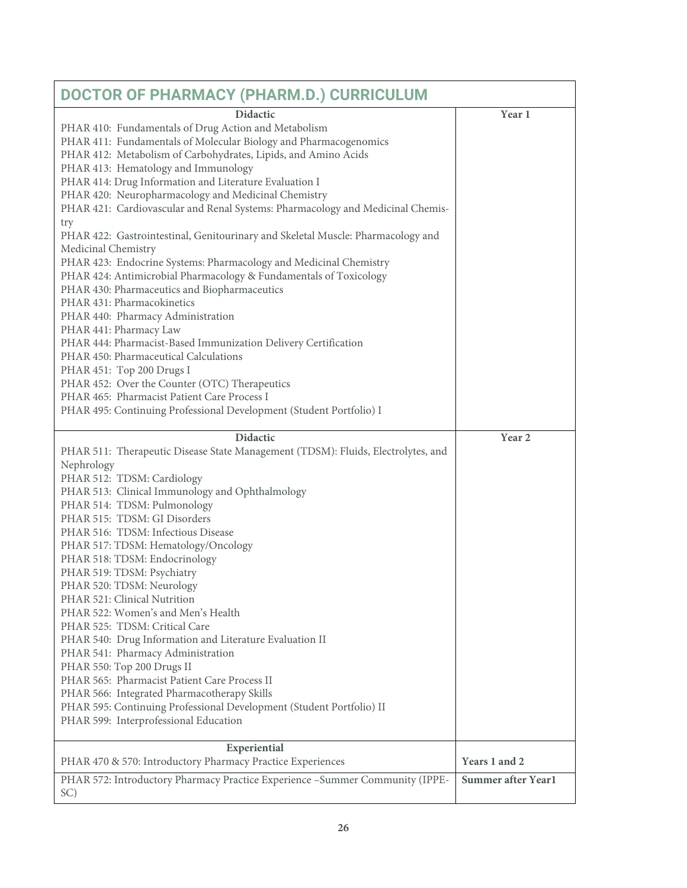## DOCTOR OF PHARMACY (PHARM.D.) CURRICULUM

| Didactic | Year 1 |
|---|---|
| PHAR 410: Fundamentals of Drug Action and Metabolism<br>PHAR 411: Fundamentals of Molecular Biology and Pharmacogenomics<br>PHAR 412: Metabolism of Carbohydrates, Lipids, and Amino Acids<br>PHAR 413: Hematology and Immunology<br>PHAR 414: Drug Information and Literature Evaluation I<br>PHAR 420: Neuropharmacology and Medicinal Chemistry<br>PHAR 421: Cardiovascular and Renal Systems: Pharmacology and Medicinal Chemistry<br>PHAR 422: Gastrointestinal, Genitourinary and Skeletal Muscle: Pharmacology and Medicinal Chemistry<br>PHAR 423: Endocrine Systems: Pharmacology and Medicinal Chemistry<br>PHAR 424: Antimicrobial Pharmacology & Fundamentals of Toxicology<br>PHAR 430: Pharmaceutics and Biopharmaceutics<br>PHAR 431: Pharmacokinetics<br>PHAR 440: Pharmacy Administration<br>PHAR 441: Pharmacy Law<br>PHAR 444: Pharmacist-Based Immunization Delivery Certification<br>PHAR 450: Pharmaceutical Calculations<br>PHAR 451: Top 200 Drugs I<br>PHAR 452: Over the Counter (OTC) Therapeutics<br>PHAR 465: Pharmacist Patient Care Process I<br>PHAR 495: Continuing Professional Development (Student Portfolio) I | |
| **Didactic** | **Year 2** |
| PHAR 511: Therapeutic Disease State Management (TDSM): Fluids, Electrolytes, and Nephrology<br>PHAR 512: TDSM: Cardiology<br>PHAR 513: Clinical Immunology and Ophthalmology<br>PHAR 514: TDSM: Pulmonology<br>PHAR 515: TDSM: GI Disorders<br>PHAR 516: TDSM: Infectious Disease<br>PHAR 517: TDSM: Hematology/Oncology<br>PHAR 518: TDSM: Endocrinology<br>PHAR 519: TDSM: Psychiatry<br>PHAR 520: TDSM: Neurology<br>PHAR 521: Clinical Nutrition<br>PHAR 522: Women's and Men's Health<br>PHAR 525: TDSM: Critical Care<br>PHAR 540: Drug Information and Literature Evaluation II<br>PHAR 541: Pharmacy Administration<br>PHAR 550: Top 200 Drugs II<br>PHAR 565: Pharmacist Patient Care Process II<br>PHAR 566: Integrated Pharmacotherapy Skills<br>PHAR 595: Continuing Professional Development (Student Portfolio) II<br>PHAR 599: Interprofessional Education | |
| **Experiential**<br>PHAR 470 & 570: Introductory Pharmacy Practice Experiences | **Years 1 and 2** |
| PHAR 572: Introductory Pharmacy Practice Experience –Summer Community (IPPE-SC) | **Summer after Year1** |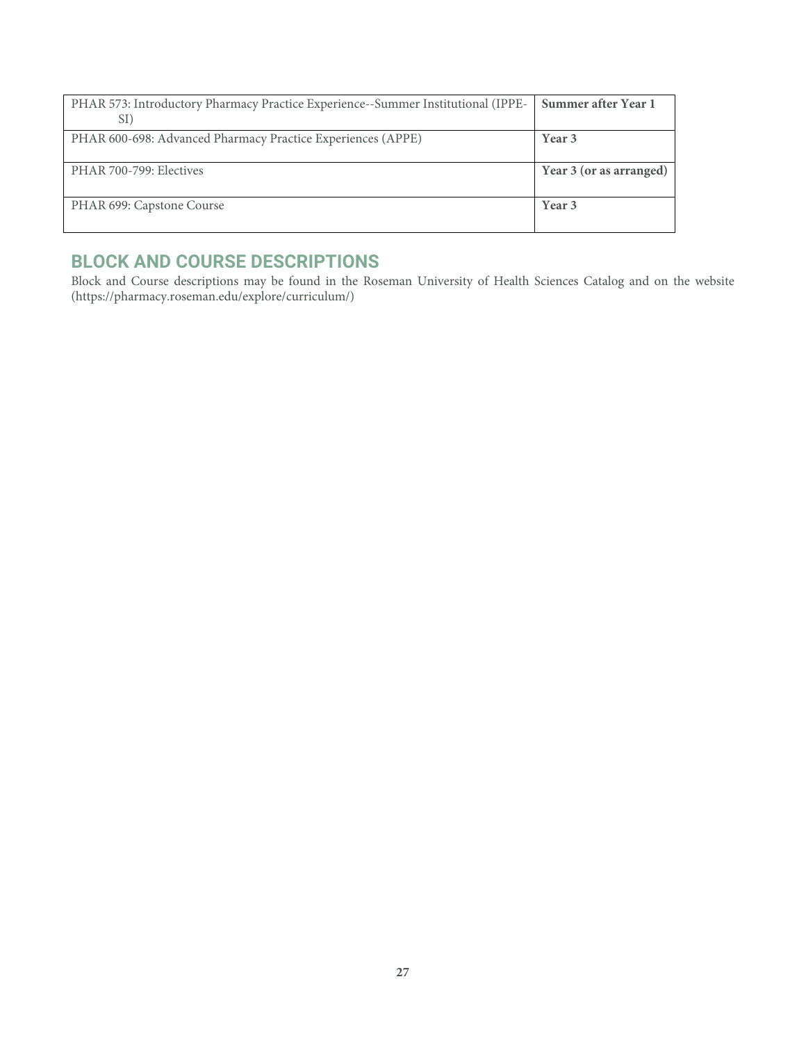| | |
|---|---|
| PHAR 573: Introductory Pharmacy Practice Experience--Summer Institutional (IPPE-SI) | **Summer after Year 1** |
| PHAR 600-698: Advanced Pharmacy Practice Experiences (APPE) | **Year 3** |
| PHAR 700-799: Electives | **Year 3 (or as arranged)** |
| PHAR 699: Capstone Course | **Year 3** |

## BLOCK AND COURSE DESCRIPTIONS

Block and Course descriptions may be found in the Roseman University of Health Sciences Catalog and on the website (https://pharmacy.roseman.edu/explore/curriculum/)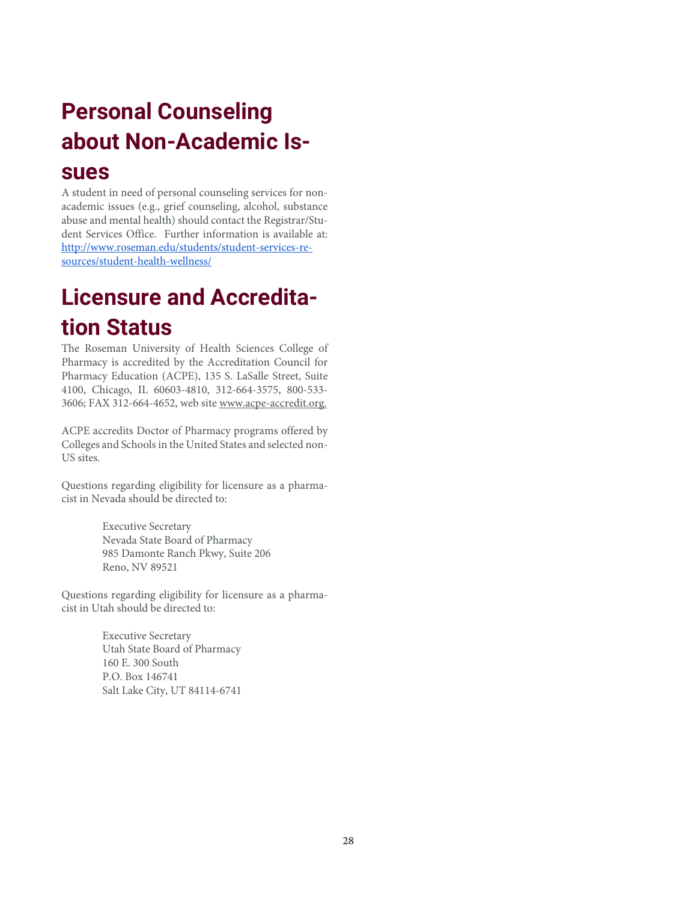# Personal Counseling about Non-Academic Issues

A student in need of personal counseling services for non-academic issues (e.g., grief counseling, alcohol, substance abuse and mental health) should contact the Registrar/Student Services Office. Further information is available at: http://www.roseman.edu/students/student-services-resources/student-health-wellness/

# Licensure and Accreditation Status

The Roseman University of Health Sciences College of Pharmacy is accredited by the Accreditation Council for Pharmacy Education (ACPE), 135 S. LaSalle Street, Suite 4100, Chicago, IL 60603-4810, 312-664-3575, 800-533-3606; FAX 312-664-4652, web site www.acpe-accredit.org.

ACPE accredits Doctor of Pharmacy programs offered by Colleges and Schools in the United States and selected non-US sites.

Questions regarding eligibility for licensure as a pharmacist in Nevada should be directed to:

> Executive Secretary
> Nevada State Board of Pharmacy
> 985 Damonte Ranch Pkwy, Suite 206
> Reno, NV 89521

Questions regarding eligibility for licensure as a pharmacist in Utah should be directed to:

> Executive Secretary
> Utah State Board of Pharmacy
> 160 E. 300 South
> P.O. Box 146741
> Salt Lake City, UT 84114-6741